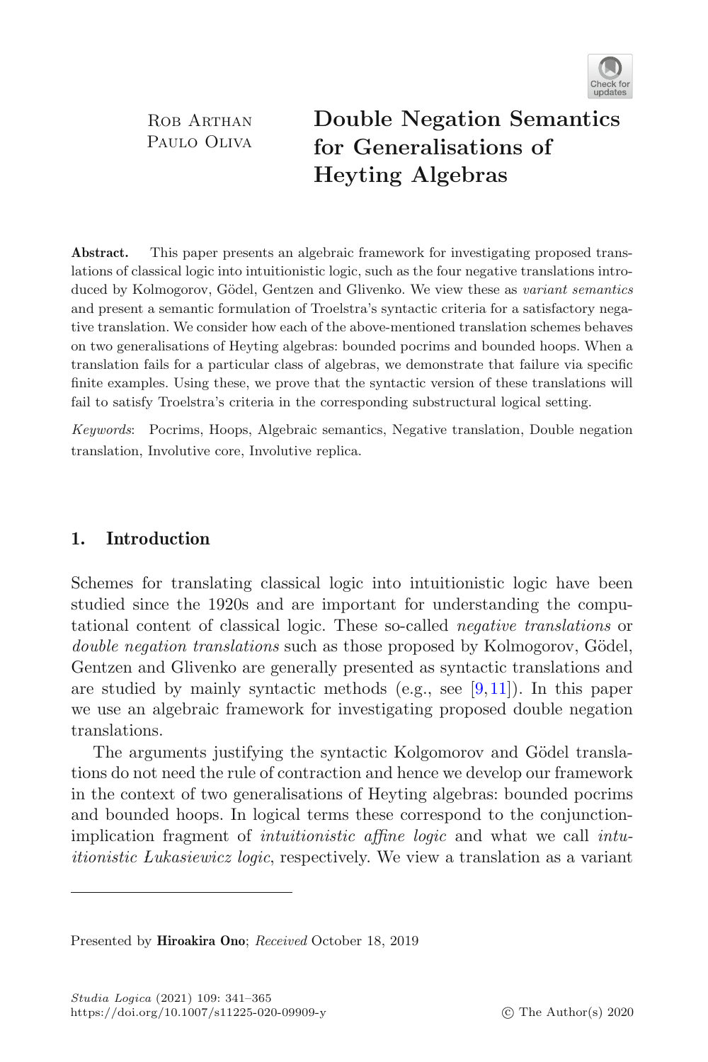Rob Arthan
Paulo Oliva

# Double Negation Semantics for Generalisations of Heyting Algebras

**Abstract.** This paper presents an algebraic framework for investigating proposed translations of classical logic into intuitionistic logic, such as the four negative translations introduced by Kolmogorov, Gödel, Gentzen and Glivenko. We view these as *variant semantics* and present a semantic formulation of Troelstra's syntactic criteria for a satisfactory negative translation. We consider how each of the above-mentioned translation schemes behaves on two generalisations of Heyting algebras: bounded pocrims and bounded hoops. When a translation fails for a particular class of algebras, we demonstrate that failure via specific finite examples. Using these, we prove that the syntactic version of these translations will fail to satisfy Troelstra's criteria in the corresponding substructural logical setting.

*Keywords*: Pocrims, Hoops, Algebraic semantics, Negative translation, Double negation translation, Involutive core, Involutive replica.

## 1. Introduction

Schemes for translating classical logic into intuitionistic logic have been studied since the 1920s and are important for understanding the computational content of classical logic. These so-called *negative translations* or *double negation translations* such as those proposed by Kolmogorov, Gödel, Gentzen and Glivenko are generally presented as syntactic translations and are studied by mainly syntactic methods (e.g., see [9,11]). In this paper we use an algebraic framework for investigating proposed double negation translations.

The arguments justifying the syntactic Kolgomorov and Gödel translations do not need the rule of contraction and hence we develop our framework in the context of two generalisations of Heyting algebras: bounded pocrims and bounded hoops. In logical terms these correspond to the conjunction-implication fragment of *intuitionistic affine logic* and what we call *intuitionistic Łukasiewicz logic*, respectively. We view a translation as a variant

Presented by **Hiroakira Ono**; *Received* October 18, 2019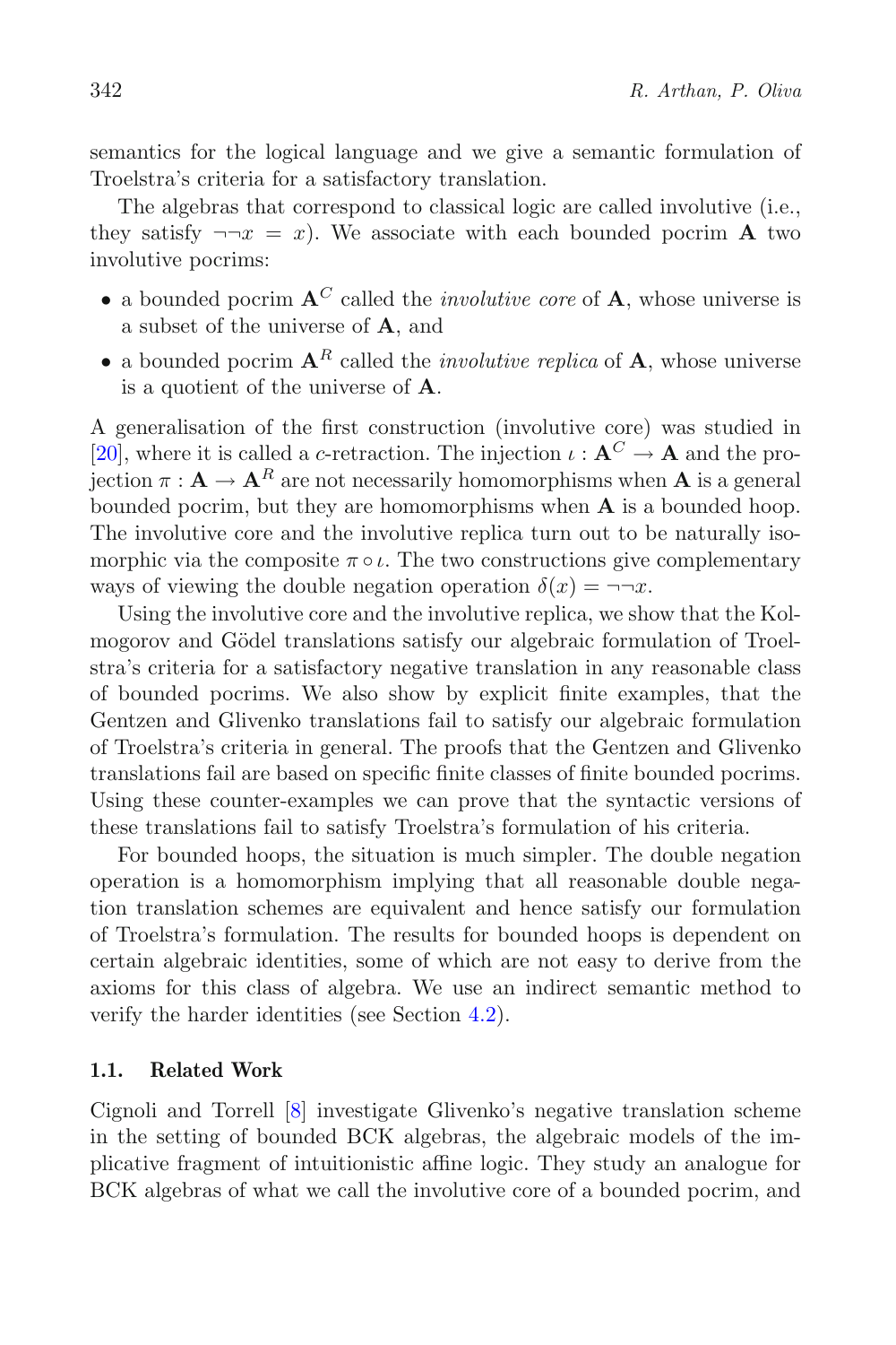semantics for the logical language and we give a semantic formulation of Troelstra's criteria for a satisfactory translation.

The algebras that correspond to classical logic are called involutive (i.e., they satisfy $\neg\neg x = x$). We associate with each bounded pocrim $\mathbf{A}$ two involutive pocrims:

- a bounded pocrim $\mathbf{A}^C$ called the *involutive core* of $\mathbf{A}$, whose universe is a subset of the universe of $\mathbf{A}$, and
- a bounded pocrim $\mathbf{A}^R$ called the *involutive replica* of $\mathbf{A}$, whose universe is a quotient of the universe of $\mathbf{A}$.

A generalisation of the first construction (involutive core) was studied in [20], where it is called a $c$-retraction. The injection $\iota : \mathbf{A}^C \to \mathbf{A}$ and the projection $\pi : \mathbf{A} \to \mathbf{A}^R$ are not necessarily homomorphisms when $\mathbf{A}$ is a general bounded pocrim, but they are homomorphisms when $\mathbf{A}$ is a bounded hoop. The involutive core and the involutive replica turn out to be naturally isomorphic via the composite $\pi \circ \iota$. The two constructions give complementary ways of viewing the double negation operation $\delta(x) = \neg\neg x$.

Using the involutive core and the involutive replica, we show that the Kolmogorov and Gödel translations satisfy our algebraic formulation of Troelstra's criteria for a satisfactory negative translation in any reasonable class of bounded pocrims. We also show by explicit finite examples, that the Gentzen and Glivenko translations fail to satisfy our algebraic formulation of Troelstra's criteria in general. The proofs that the Gentzen and Glivenko translations fail are based on specific finite classes of finite bounded pocrims. Using these counter-examples we can prove that the syntactic versions of these translations fail to satisfy Troelstra's formulation of his criteria.

For bounded hoops, the situation is much simpler. The double negation operation is a homomorphism implying that all reasonable double negation translation schemes are equivalent and hence satisfy our formulation of Troelstra's formulation. The results for bounded is dependent on certain algebraic identities, some of which are not easy to derive from the axioms for this class of algebra. We use an indirect semantic method to verify the harder identities (see Section 4.2).

### 1.1. Related Work

Cignoli and Torrell [8] investigate Glivenko's negative translation scheme in the setting of bounded BCK algebras, the algebraic models of the implicative fragment of intuitionistic affine logic. They study an analogue for BCK algebras of what we call the involutive core of a bounded pocrim, and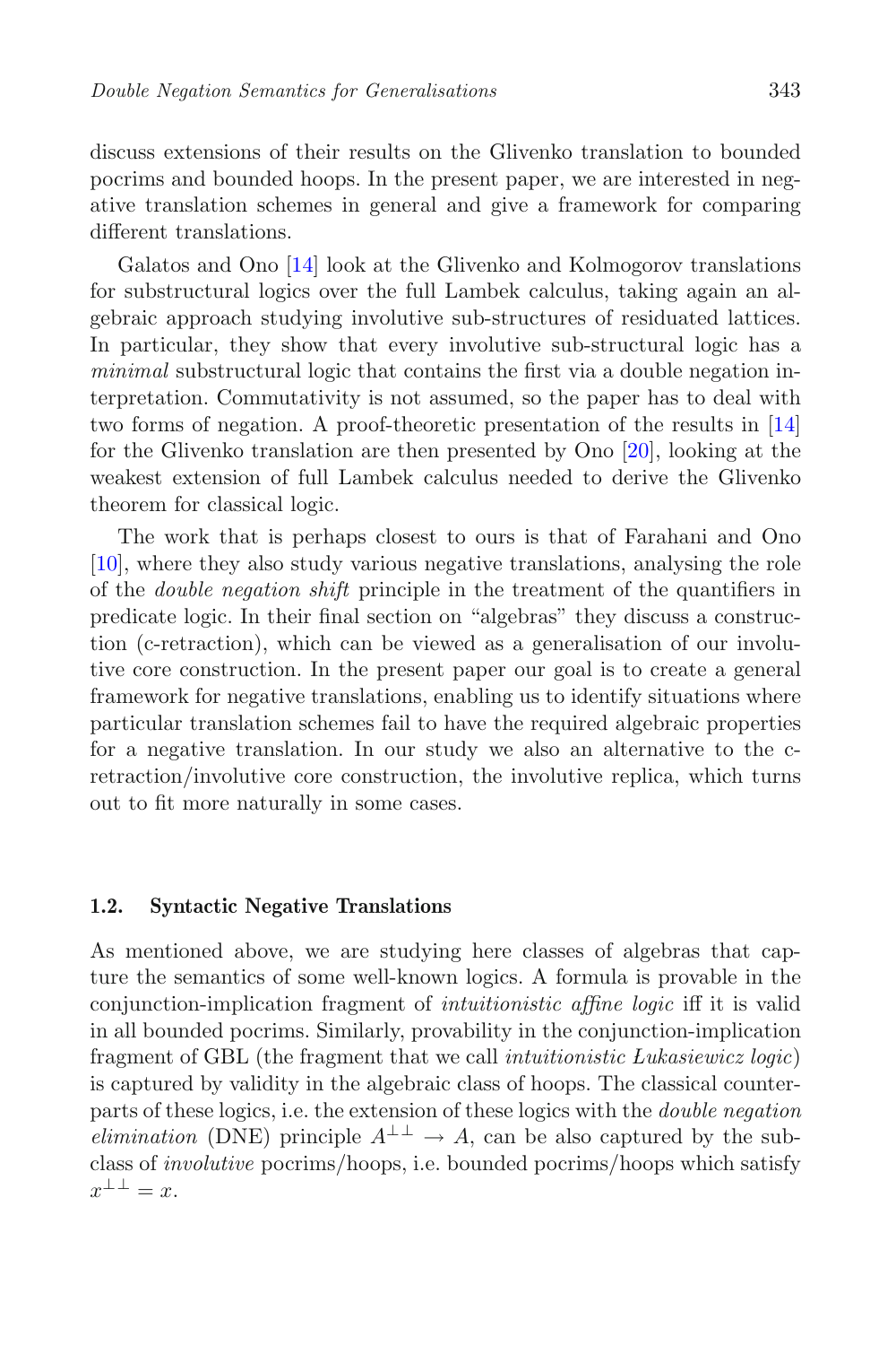discuss extensions of their results on the Glivenko translation to bounded pocrims and bounded hoops. In the present paper, we are interested in negative translation schemes in general and give a framework for comparing different translations.

Galatos and Ono [14] look at the Glivenko and Kolmogorov translations for substructural logics over the full Lambek calculus, taking again an algebraic approach studying involutive sub-structures of residuated lattices. In particular, they show that every involutive sub-structural logic has a *minimal* substructural logic that contains the first via a double negation interpretation. Commutativity is not assumed, so the paper has to deal with two forms of negation. A proof-theoretic presentation of the results in [14] for the Glivenko translation are then presented by Ono [20], looking at the weakest extension of full Lambek calculus needed to derive the Glivenko theorem for classical logic.

The work that is perhaps closest to ours is that of Farahani and Ono [10], where they also study various negative translations, analysing the role of the *double negation shift* principle in the treatment of the quantifiers in predicate logic. In their final section on "algebras" they discuss a construction (c-retraction), which can be viewed as a generalisation of our involutive core construction. In the present paper our goal is to create a general framework for negative translations, enabling us to identify situations where particular translation schemes fail to have the required algebraic properties for a negative translation. In our study we also an alternative to the c-retraction/involutive core construction, the involutive replica, which turns out to fit more naturally in some cases.

### 1.2. Syntactic Negative Translations

As mentioned above, we are studying here classes of algebras that capture the semantics of some well-known logics. A formula is provable in the conjunction-implication fragment of *intuitionistic affine logic* iff it is valid in all bounded pocrims. Similarly, provability in the conjunction-implication fragment of GBL (the fragment that we call *intuitionistic Lukasiewicz logic*) is captured by validity in the algebraic class of hoops. The classical counterparts of these logics, i.e. the extension of these logics with the *double negation elimination* (DNE) principle $A^{\perp\perp} \to A$, can be also captured by the subclass of *involutive* pocrims/hoops, i.e. bounded pocrims/hoops which satisfy $x^{\perp\perp} = x$.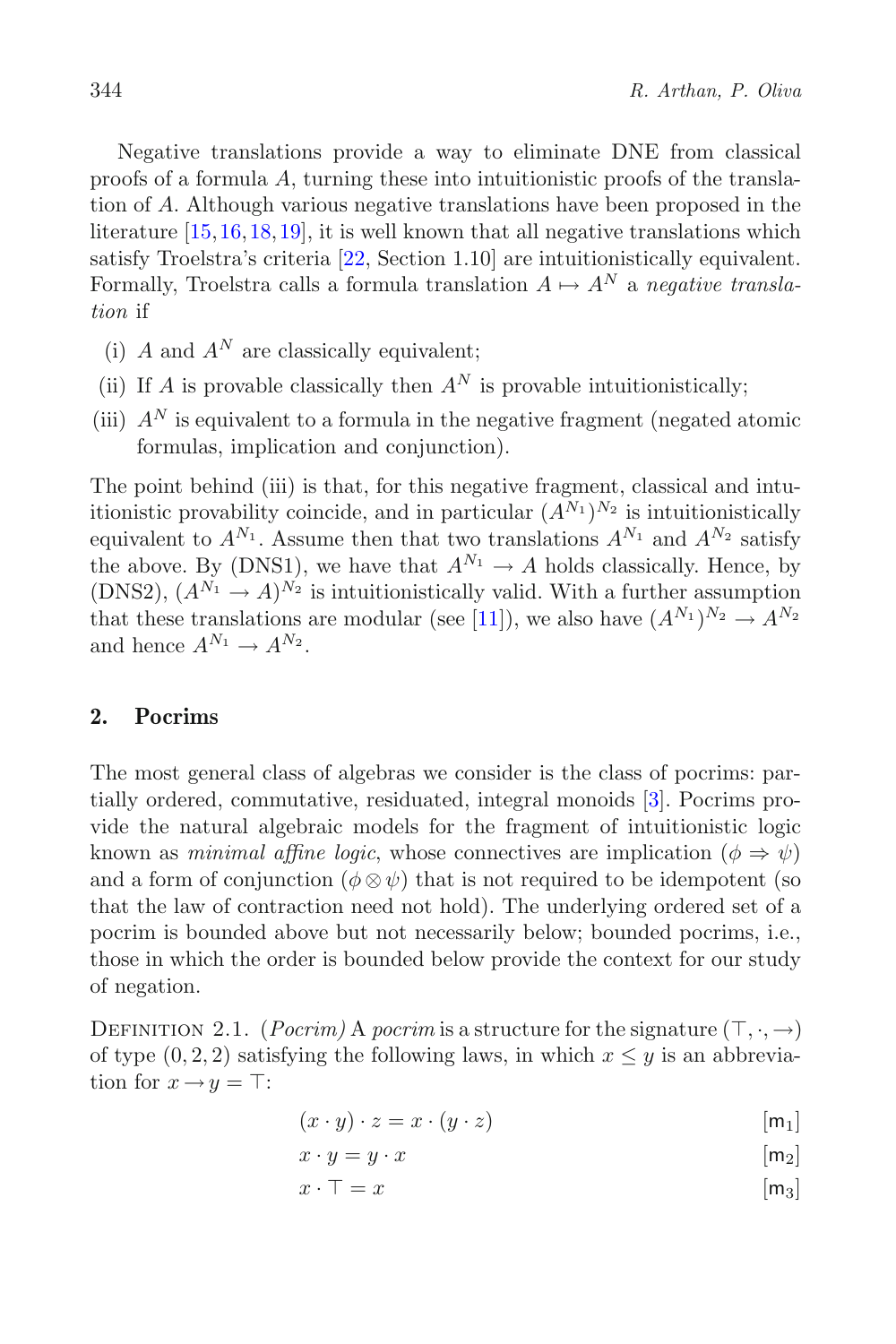Negative translations provide a way to eliminate DNE from classical proofs of a formula $A$, turning these into intuitionistic proofs of the translation of $A$. Although various negative translations have been proposed in the literature [15,16,18,19], it is well known that all negative translations which satisfy Troelstra's criteria [22, Section 1.10] are intuitionistically equivalent. Formally, Troelstra calls a formula translation $A \mapsto A^N$ a *negative translation* if

(i) $A$ and $A^N$ are classically equivalent;

(ii) If $A$ is provable classically then $A^N$ is provable intuitionistically;

(iii) $A^N$ is equivalent to a formula in the negative fragment (negated atomic formulas, implication and conjunction).

The point behind (iii) is that, for this negative fragment, classical and intuitionistic provability coincide, and in particular $(A^{N_1})^{N_2}$ is intuitionistically equivalent to $A^{N_1}$. Assume then that two translations $A^{N_1}$ and $A^{N_2}$ satisfy the above. By (DNS1), we have that $A^{N_1} \to A$ holds classically. Hence, by (DNS2), $(A^{N_1} \to A)^{N_2}$ is intuitionistically valid. With a further assumption that these translations are modular (see [11]), we also have $(A^{N_1})^{N_2} \to A^{N_2}$ and hence $A^{N_1} \to A^{N_2}$.

## 2. Pocrims

The most general class of algebras we consider is the class of pocrims: partially ordered, commutative, residuated, integral monoids [3]. Pocrims provide the natural algebraic models for the fragment of intuitionistic logic known as *minimal affine logic*, whose connectives are implication ($\phi \Rightarrow \psi$) and a form of conjunction ($\phi \otimes \psi$) that is not required to be idempotent (so that the law of contraction need not hold). The underlying ordered set of a pocrim is bounded above but not necessarily below; bounded pocrims, i.e., those in which the order is bounded below provide the context for our study of negation.

Definition 2.1. (*Pocrim*) A *pocrim* is a structure for the signature $(\top, \cdot, \to)$ of type $(0, 2, 2)$ satisfying the following laws, in which $x \leq y$ is an abbreviation for $x \to y = \top$:

$$(x \cdot y) \cdot z = x \cdot (y \cdot z) \qquad [\mathsf{m}_1]$$

$$x \cdot y = y \cdot x \qquad [\mathsf{m}_2]$$

$$x \cdot \top = x \qquad [\mathsf{m}_3]$$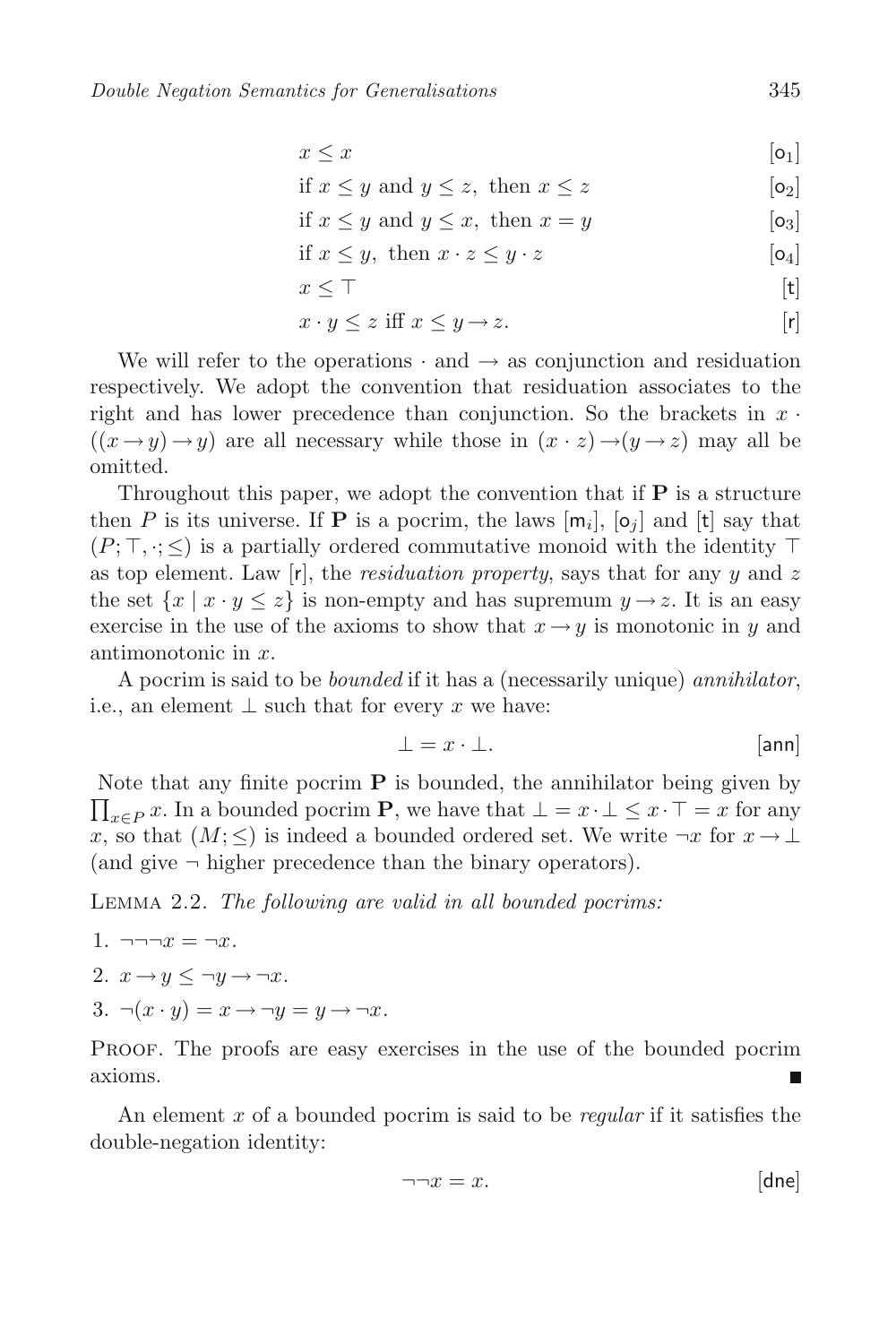$$x \leq x \qquad [\mathsf{o}_1]$$

$$\text{if } x \leq y \text{ and } y \leq z, \text{ then } x \leq z \qquad [\mathsf{o}_2]$$

$$\text{if } x \leq y \text{ and } y \leq x, \text{ then } x = y \qquad [\mathsf{o}_3]$$

$$\text{if } x \leq y, \text{ then } x \cdot z \leq y \cdot z \qquad [\mathsf{o}_4]$$

$$x \leq \top \qquad [\mathsf{t}]$$

$$x \cdot y \leq z \text{ iff } x \leq y \rightarrow z. \qquad [\mathsf{r}]$$

We will refer to the operations $\cdot$ and $\rightarrow$ as conjunction and residuation respectively. We adopt the convention that residuation associates to the right and has lower precedence than conjunction. So the brackets in $x \cdot ((x \rightarrow y) \rightarrow y)$ are all necessary while those in $(x \cdot z) \rightarrow (y \rightarrow z)$ may all be omitted.

Throughout this paper, we adopt the convention that if $\mathbf{P}$ is a structure then $P$ is its universe. If $\mathbf{P}$ is a pocrim, the laws $[\mathsf{m}_i]$, $[\mathsf{o}_j]$ and $[\mathsf{t}]$ say that $(P; \top, \cdot; \leq)$ is a partially ordered commutative monoid with the identity $\top$ as top element. Law $[\mathsf{r}]$, the *residuation property*, says that for any $y$ and $z$ the set $\{x \mid x \cdot y \leq z\}$ is non-empty and has supremum $y \rightarrow z$. It is an easy exercise in the use of the axioms to show that $x \rightarrow y$ is monotonic in $y$ and antimonotonic in $x$.

A pocrim is said to be *bounded* if it has a (necessarily unique) *annihilator*, i.e., an element $\bot$ such that for every $x$ we have:

$$\bot = x \cdot \bot. \qquad [\mathsf{ann}]$$

Note that any finite pocrim $\mathbf{P}$ is bounded, the annihilator being given by $\prod_{x \in P} x$. In a bounded pocrim $\mathbf{P}$, we have that $\bot = x \cdot \bot \leq x \cdot \top = x$ for any $x$, so that $(M; \leq)$ is indeed a bounded ordered set. We write $\neg x$ for $x \rightarrow \bot$ (and give $\neg$ higher precedence than the binary operators).

Lemma 2.2. *The following are valid in all bounded pocrims:*

1. $\neg\neg\neg x = \neg x$.
2. $x \rightarrow y \leq \neg y \rightarrow \neg x$.
3. $\neg(x \cdot y) = x \rightarrow \neg y = y \rightarrow \neg x$.

Proof. The proofs are easy exercises in the use of the bounded pocrim axioms. ∎

An element $x$ of a bounded pocrim is said to be *regular* if it satisfies the double-negation identity:

$$\neg\neg x = x. \qquad [\mathsf{dne}]$$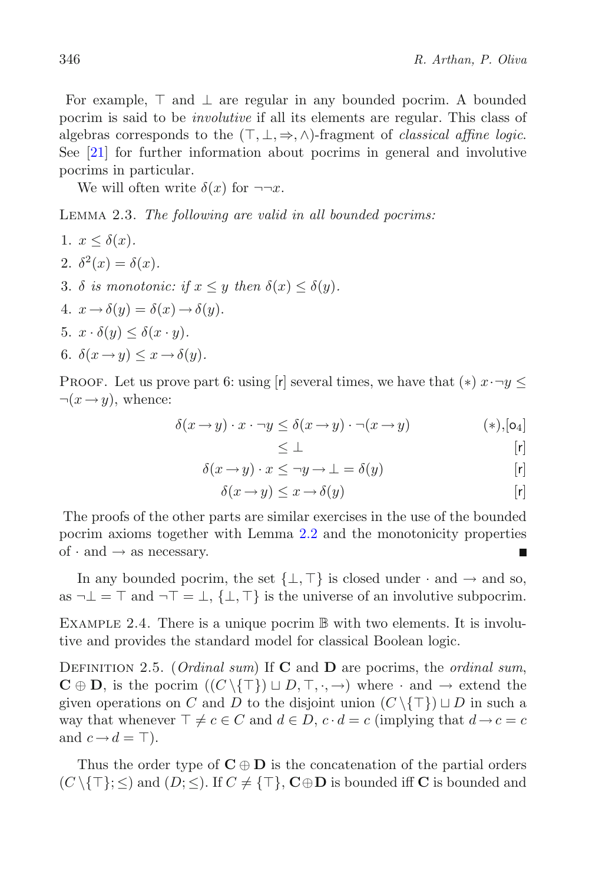For example, $\top$ and $\bot$ are regular in any bounded pocrim. A bounded pocrim is said to be *involutive* if all its elements are regular. This class of algebras corresponds to the $(\top, \bot, \Rightarrow, \wedge)$-fragment of *classical affine logic*. See [21] for further information about pocrims in general and involutive pocrims in particular.

We will often write $\delta(x)$ for $\neg\neg x$.

LEMMA 2.3. *The following are valid in all bounded pocrims:*

1. $x \leq \delta(x)$.
2. $\delta^2(x) = \delta(x)$.
3. $\delta$ *is monotonic: if* $x \leq y$ *then* $\delta(x) \leq \delta(y)$.
4. $x \rightarrow \delta(y) = \delta(x) \rightarrow \delta(y)$.
5. $x \cdot \delta(y) \leq \delta(x \cdot y)$.
6. $\delta(x \rightarrow y) \leq x \rightarrow \delta(y)$.

PROOF. Let us prove part 6: using [r] several times, we have that $(*)$ $x \cdot \neg y \leq \neg(x \rightarrow y)$, whence:

$$
\begin{aligned}
\delta(x \rightarrow y) \cdot x \cdot \neg y &\leq \delta(x \rightarrow y) \cdot \neg(x \rightarrow y) && (*), [\mathsf{o}_4] \\
&\leq \bot && [\mathsf{r}] \\
\delta(x \rightarrow y) \cdot x &\leq \neg y \rightarrow \bot = \delta(y) && [\mathsf{r}] \\
\delta(x \rightarrow y) &\leq x \rightarrow \delta(y) && [\mathsf{r}]
\end{aligned}
$$

The proofs of the other parts are similar exercises in the use of the bounded pocrim axioms together with Lemma 2.2 and the monotonicity properties of $\cdot$ and $\rightarrow$ as necessary. ∎

In any bounded pocrim, the set $\{\bot, \top\}$ is closed under $\cdot$ and $\rightarrow$ and so, as $\neg\bot = \top$ and $\neg\top = \bot$, $\{\bot, \top\}$ is the universe of an involutive subpocrim.

EXAMPLE 2.4. There is a unique pocrim $\mathbb{B}$ with two elements. It is involutive and provides the standard model for classical Boolean logic.

DEFINITION 2.5. (*Ordinal sum*) If $\mathbf{C}$ and $\mathbf{D}$ are pocrims, the *ordinal sum*, $\mathbf{C} \oplus \mathbf{D}$, is the pocrim $((C \setminus \{\top\}) \sqcup D, \top, \cdot, \rightarrow)$ where $\cdot$ and $\rightarrow$ extend the given operations on $C$ and $D$ to the disjoint union $(C \setminus \{\top\}) \sqcup D$ in such a way that whenever $\top \neq c \in C$ and $d \in D$, $c \cdot d = c$ (implying that $d \rightarrow c = c$ and $c \rightarrow d = \top$).

Thus the order type of $\mathbf{C} \oplus \mathbf{D}$ is the concatenation of the partial orders $(C \setminus \{\top\}; \leq)$ and $(D; \leq)$. If $C \neq \{\top\}$, $\mathbf{C} \oplus \mathbf{D}$ is bounded iff $\mathbf{C}$ is bounded and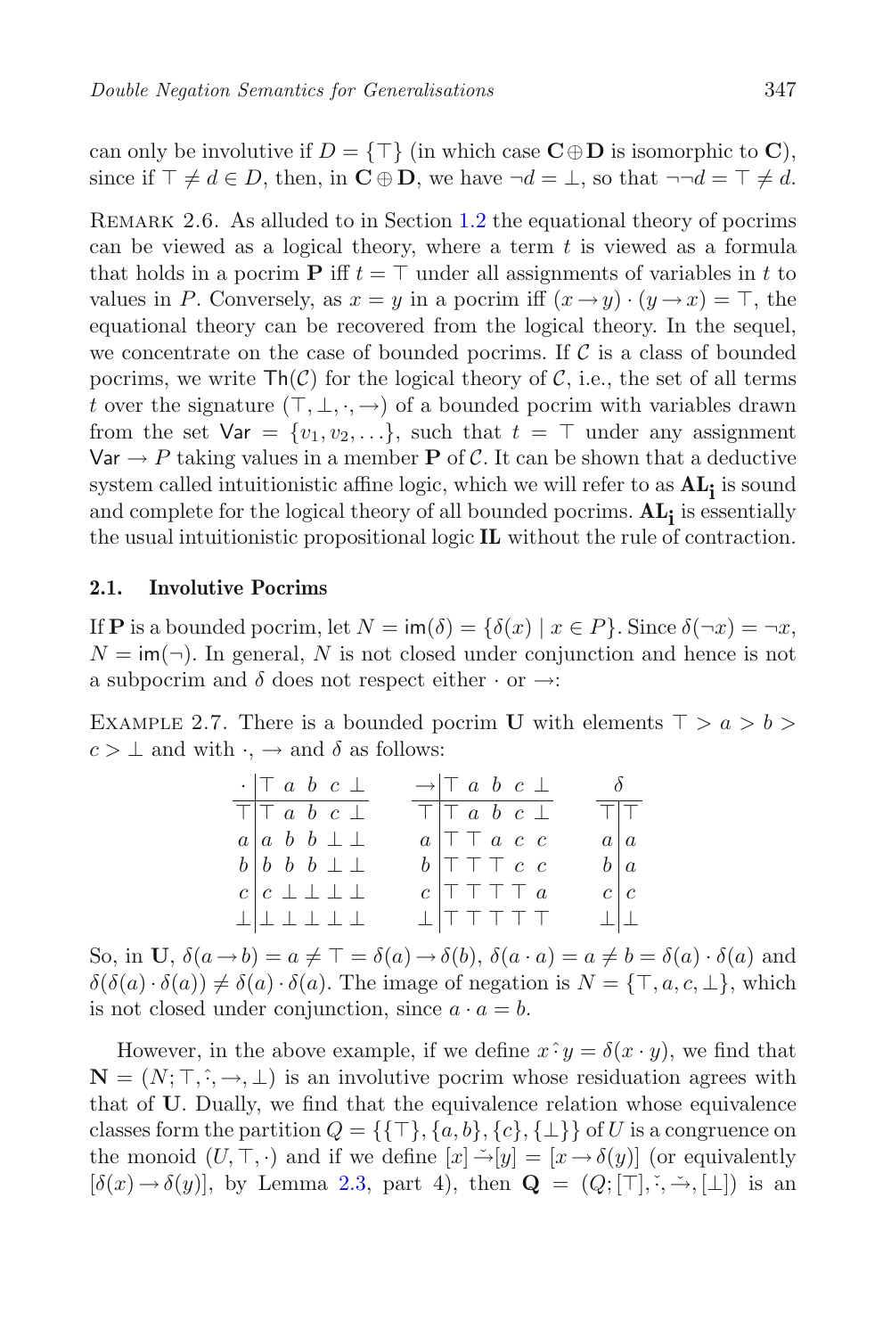can only be involutive if $D = \{\top\}$ (in which case $\mathbf{C} \oplus \mathbf{D}$ is isomorphic to $\mathbf{C}$), since if $\top \neq d \in D$, then, in $\mathbf{C} \oplus \mathbf{D}$, we have $\neg d = \bot$, so that $\neg\neg d = \top \neq d$.

Remark 2.6. As alluded to in Section 1.2 the equational theory of pocrims can be viewed as a logical theory, where a term $t$ is viewed as a formula that holds in a pocrim $\mathbf{P}$ iff $t = \top$ under all assignments of variables in $t$ to values in $P$. Conversely, as $x = y$ in a pocrim iff $(x \to y) \cdot (y \to x) = \top$, the equational theory can be recovered from the logical theory. In the sequel, we concentrate on the case of bounded pocrims. If $\mathcal{C}$ is a class of bounded pocrims, we write $\mathsf{Th}(\mathcal{C})$ for the logical theory of $\mathcal{C}$, i.e., the set of all terms $t$ over the signature $(\top, \bot, \cdot, \to)$ of a bounded pocrim with variables drawn from the set $\mathsf{Var} = \{v_1, v_2, \ldots\}$, such that $t = \top$ under any assignment $\mathsf{Var} \to P$ taking values in a member $\mathbf{P}$ of $\mathcal{C}$. It can be shown that a deductive system called intuitionistic affine logic, which we will refer to as $\mathbf{AL_i}$ is sound and complete for the logical theory of all bounded pocrims. $\mathbf{AL_i}$ is essentially the usual intuitionistic propositional logic $\mathbf{IL}$ without the rule of contraction.

### 2.1. Involutive Pocrims

If $\mathbf{P}$ is a bounded pocrim, let $N = \mathsf{im}(\delta) = \{\delta(x) \mid x \in P\}$. Since $\delta(\neg x) = \neg x$, $N = \mathsf{im}(\neg)$. In general, $N$ is not closed under conjunction and hence is not a subpocrim and $\delta$ does not respect either $\cdot$ or $\to$:

Example 2.7. There is a bounded pocrim $\mathbf{U}$ with elements $\top > a > b > c > \bot$ and with $\cdot$, $\to$ and $\delta$ as follows:

| $\cdot$ | $\top$ | $a$ | $b$ | $c$ | $\bot$ |
|---|---|---|---|---|---|
| $\top$ | $\top$ | $a$ | $b$ | $c$ | $\bot$ |
| $a$ | $a$ | $b$ | $b$ | $\bot$ | $\bot$ |
| $b$ | $b$ | $b$ | $b$ | $\bot$ | $\bot$ |
| $c$ | $c$ | $\bot$ | $\bot$ | $\bot$ | $\bot$ |
| $\bot$ | $\bot$ | $\bot$ | $\bot$ | $\bot$ | $\bot$ |

| $\to$ | $\top$ | $a$ | $b$ | $c$ | $\bot$ |
|---|---|---|---|---|---|
| $\top$ | $\top$ | $a$ | $b$ | $c$ | $\bot$ |
| $a$ | $\top$ | $\top$ | $a$ | $c$ | $c$ |
| $b$ | $\top$ | $\top$ | $\top$ | $c$ | $c$ |
| $c$ | $\top$ | $\top$ | $\top$ | $\top$ | $a$ |
| $\bot$ | $\top$ | $\top$ | $\top$ | $\top$ | $\top$ |

| | $\delta$ |
|---|---|
| $\top$ | $\top$ |
| $a$ | $a$ |
| $b$ | $a$ |
| $c$ | $c$ |
| $\bot$ | $\bot$ |

So, in $\mathbf{U}$, $\delta(a \to b) = a \neq \top = \delta(a) \to \delta(b)$, $\delta(a \cdot a) = a \neq b = \delta(a) \cdot \delta(a)$ and $\delta(\delta(a) \cdot \delta(a)) \neq \delta(a) \cdot \delta(a)$. The image of negation is $N = \{\top, a, c, \bot\}$, which is not closed under conjunction, since $a \cdot a = b$.

However, in the above example, if we define $x \hat{\cdot} y = \delta(x \cdot y)$, we find that $\mathbf{N} = (N; \top, \hat{\cdot}, \to, \bot)$ is an involutive pocrim whose residuation agrees with that of $\mathbf{U}$. Dually, we find that the equivalence relation whose equivalence classes form the partition $Q = \{\{\top\}, \{a, b\}, \{c\}, \{\bot\}\}$ of $U$ is a congruence on the monoid $(U, \top, \cdot)$ and if we define $[x] \check{\to} [y] = [x \to \delta(y)]$ (or equivalently $[\delta(x) \to \delta(y)]$, by Lemma 2.3, part 4), then $\mathbf{Q} = (Q; [\top], \check{\cdot}, \check{\to}, [\bot])$ is an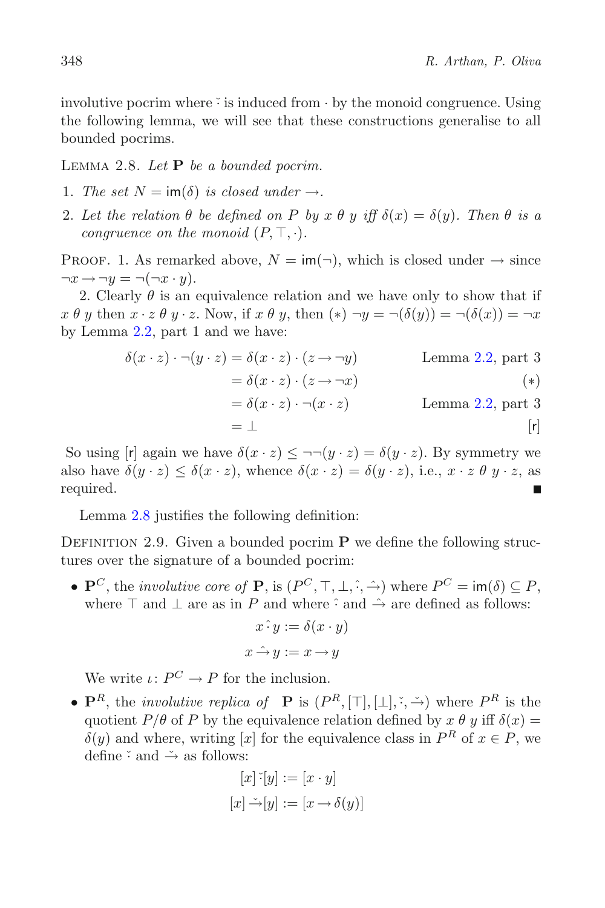involutive pocrim where $\check{\cdot}$ is induced from $\cdot$ by the monoid congruence. Using the following lemma, we will see that these constructions generalise to all bounded pocrims.

Lemma 2.8. *Let* $\mathbf{P}$ *be a bounded pocrim.*

1. *The set* $N = \mathsf{im}(\delta)$ *is closed under* $\rightarrow$.
2. *Let the relation* $\theta$ *be defined on* $P$ *by* $x\ \theta\ y$ *iff* $\delta(x) = \delta(y)$. *Then* $\theta$ *is a congruence on the monoid* $(P, \top, \cdot)$.

Proof. 1. As remarked above, $N = \mathsf{im}(\neg)$, which is closed under $\rightarrow$ since $\neg x \rightarrow \neg y = \neg(\neg x \cdot y)$.

2. Clearly $\theta$ is an equivalence relation and we have only to show that if $x\ \theta\ y$ then $x \cdot z\ \theta\ y \cdot z$. Now, if $x\ \theta\ y$, then $(*)$ $\neg y = \neg(\delta(y)) = \neg(\delta(x)) = \neg x$ by Lemma 2.2, part 1 and we have:

$$
\begin{aligned}
\delta(x \cdot z) \cdot \neg(y \cdot z) &= \delta(x \cdot z) \cdot (z \rightarrow \neg y) && \text{Lemma 2.2, part 3} \\
&= \delta(x \cdot z) \cdot (z \rightarrow \neg x) && (*) \\
&= \delta(x \cdot z) \cdot \neg(x \cdot z) && \text{Lemma 2.2, part 3} \\
&= \bot && [\mathsf{r}]
\end{aligned}
$$

So using [r] again we have $\delta(x \cdot z) \leq \neg\neg(y \cdot z) = \delta(y \cdot z)$. By symmetry we also have $\delta(y \cdot z) \leq \delta(x \cdot z)$, whence $\delta(x \cdot z) = \delta(y \cdot z)$, i.e., $x \cdot z\ \theta\ y \cdot z$, as required. ∎

Lemma 2.8 justifies the following definition:

Definition 2.9. Given a bounded pocrim $\mathbf{P}$ we define the following structures over the signature of a bounded pocrim:

- $\mathbf{P}^C$, the *involutive core of* $\mathbf{P}$, is $(P^C, \top, \bot, \hat{\cdot}, \hat{\rightarrow})$ where $P^C = \mathsf{im}(\delta) \subseteq P$, where $\top$ and $\bot$ are as in $P$ and where $\hat{\cdot}$ and $\hat{\rightarrow}$ are defined as follows:

$$x \mathbin{\hat{\cdot}} y := \delta(x \cdot y)$$

$$x \mathbin{\hat{\rightarrow}} y := x \rightarrow y$$

  We write $\iota \colon P^C \rightarrow P$ for the inclusion.

- $\mathbf{P}^R$, the *involutive replica of* $\mathbf{P}$ is $(P^R, [\top], [\bot], \check{\cdot}, \check{\rightarrow})$ where $P^R$ is the quotient $P/\theta$ of $P$ by the equivalence relation defined by $x\ \theta\ y$ iff $\delta(x) = \delta(y)$ and where, writing $[x]$ for the equivalence class in $P^R$ of $x \in P$, we define $\check{\cdot}$ and $\check{\rightarrow}$ as follows:

$$[x] \mathbin{\check{\cdot}} [y] := [x \cdot y]$$

$$[x] \mathbin{\check{\rightarrow}} [y] := [x \rightarrow \delta(y)]$$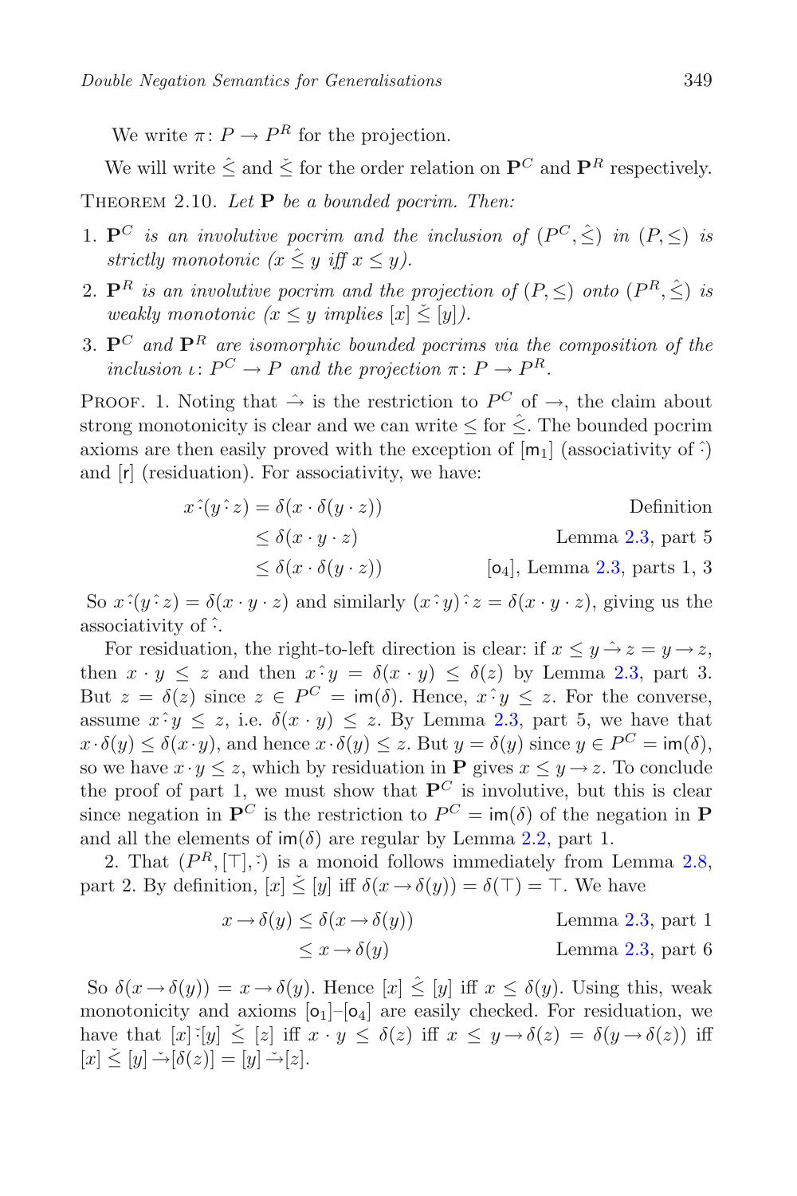We write $\pi\colon P \to P^R$ for the projection.

We will write $\hat{\leq}$ and $\check{\leq}$ for the order relation on $\mathbf{P}^C$ and $\mathbf{P}^R$ respectively.

THEOREM 2.10. *Let* $\mathbf{P}$ *be a bounded pocrim. Then:*

1. $\mathbf{P}^C$ *is an involutive pocrim and the inclusion of* $(P^C, \hat{\leq})$ *in* $(P, \leq)$ *is strictly monotonic* ($x \mathrel{\hat{\leq}} y$ *iff* $x \leq y$).
2. $\mathbf{P}^R$ *is an involutive pocrim and the projection of* $(P, \leq)$ *onto* $(P^R, \hat{\leq})$ *is weakly monotonic* ($x \leq y$ *implies* $[x] \mathrel{\check{\leq}} [y]$).
3. $\mathbf{P}^C$ *and* $\mathbf{P}^R$ *are isomorphic bounded pocrims via the composition of the inclusion* $\iota\colon P^C \to P$ *and the projection* $\pi\colon P \to P^R$.

PROOF. 1. Noting that $\hat{\to}$ is the restriction to $P^C$ of $\to$, the claim about strong monotonicity is clear and we can write $\leq$ for $\hat{\leq}$. The bounded pocrim axioms are then easily proved with the exception of [$\mathsf{m}_1$] (associativity of $\hat{\cdot}$) and [$\mathsf{r}$] (residuation). For associativity, we have:

$$
\begin{aligned}
x \mathbin{\hat{\cdot}} (y \mathbin{\hat{\cdot}} z) &= \delta(x \cdot \delta(y \cdot z)) && \text{Definition} \\
&\leq \delta(x \cdot y \cdot z) && \text{Lemma 2.3, part 5} \\
&\leq \delta(x \cdot \delta(y \cdot z)) && [\mathsf{o}_4], \text{ Lemma 2.3, parts 1, 3}
\end{aligned}
$$

So $x \mathbin{\hat{\cdot}} (y \mathbin{\hat{\cdot}} z) = \delta(x \cdot y \cdot z)$ and similarly $(x \mathbin{\hat{\cdot}} y) \mathbin{\hat{\cdot}} z = \delta(x \cdot y \cdot z)$, giving us the associativity of $\hat{\cdot}$.

For residuation, the right-to-left direction is clear: if $x \leq y \mathbin{\hat{\to}} z = y \to z$, then $x \cdot y \leq z$ and then $x \mathbin{\hat{\cdot}} y = \delta(x \cdot y) \leq \delta(z)$ by Lemma 2.3, part 3. But $z = \delta(z)$ since $z \in P^C = \mathsf{im}(\delta)$. Hence, $x \mathbin{\hat{\cdot}} y \leq z$. For the converse, assume $x \mathbin{\hat{\cdot}} y \leq z$, i.e. $\delta(x \cdot y) \leq z$. By Lemma 2.3, part 5, we have that $x \cdot \delta(y) \leq \delta(x \cdot y)$, and hence $x \cdot \delta(y) \leq z$. But $y = \delta(y)$ since $y \in P^C = \mathsf{im}(\delta)$, so we have $x \cdot y \leq z$, which by residuation in $\mathbf{P}$ gives $x \leq y \to z$. To conclude the proof of part 1, we must show that $\mathbf{P}^C$ is involutive, but this is clear since negation in $\mathbf{P}^C$ is the restriction to $P^C = \mathsf{im}(\delta)$ of the negation in $\mathbf{P}$ and all the elements of $\mathsf{im}(\delta)$ are regular by Lemma 2.2, part 1.

2. That $(P^R, [\top], \check{\cdot})$ is a monoid follows immediately from Lemma 2.8, part 2. By definition, $[x] \mathrel{\check{\leq}} [y]$ iff $\delta(x \to \delta(y)) = \delta(\top) = \top$. We have

$$
\begin{aligned}
x \to \delta(y) &\leq \delta(x \to \delta(y)) && \text{Lemma 2.3, part 1} \\
&\leq x \to \delta(y) && \text{Lemma 2.3, part 6}
\end{aligned}
$$

So $\delta(x \to \delta(y)) = x \to \delta(y)$. Hence $[x] \mathrel{\hat{\leq}} [y]$ iff $x \leq \delta(y)$. Using this, weak monotonicity and axioms [$\mathsf{o}_1$]–[$\mathsf{o}_4$] are easily checked. For residuation, we have that $[x] \mathbin{\check{\cdot}} [y] \mathrel{\check{\leq}} [z]$ iff $x \cdot y \leq \delta(z)$ iff $x \leq y \to \delta(z) = \delta(y \to \delta(z))$ iff $[x] \mathrel{\check{\leq}} [y] \mathbin{\check{\to}} [\delta(z)] = [y] \mathbin{\check{\to}} [z]$.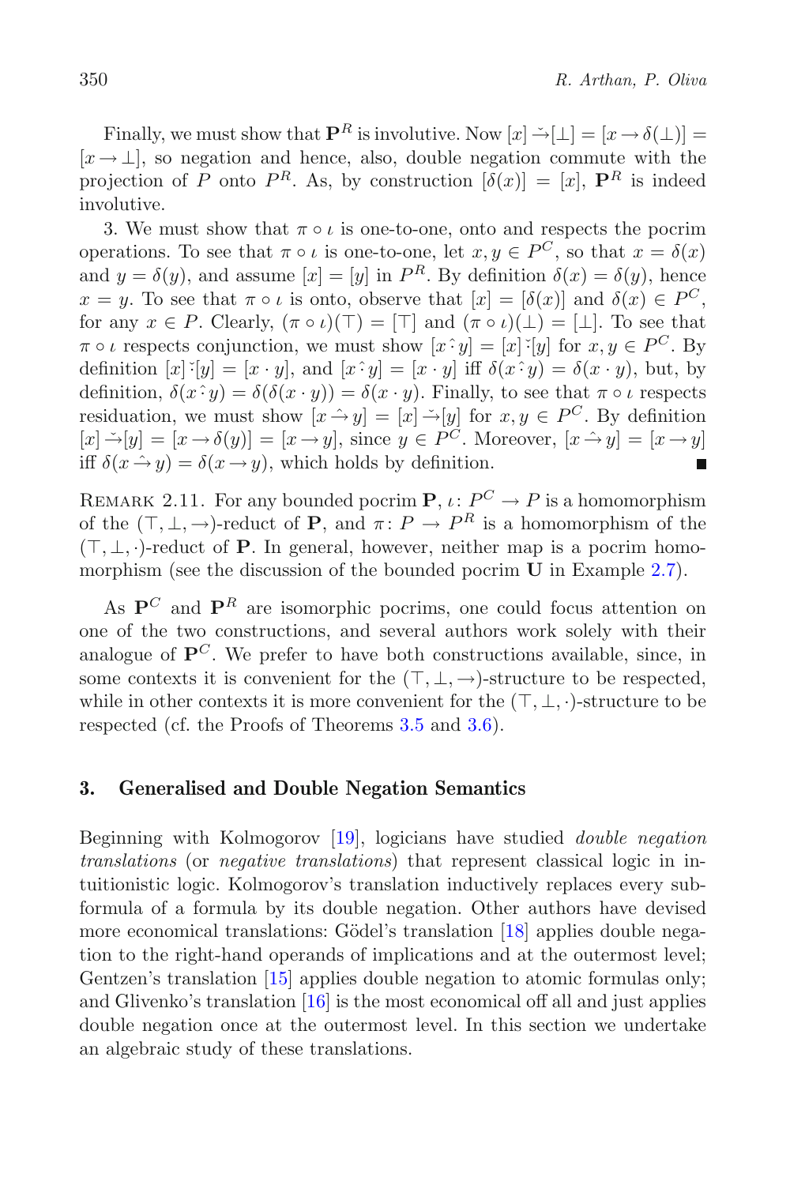Finally, we must show that $\mathbf{P}^R$ is involutive. Now $[x] \check{\to} [\bot] = [x \to \delta(\bot)] = [x \to \bot]$, so negation and hence, also, double negation commute with the projection of $P$ onto $P^R$. As, by construction $[\delta(x)] = [x]$, $\mathbf{P}^R$ is indeed involutive.

3. We must show that $\pi \circ \iota$ is one-to-one, onto and respects the pocrim operations. To see that $\pi \circ \iota$ is one-to-one, let $x, y \in P^C$, so that $x = \delta(x)$ and $y = \delta(y)$, and assume $[x] = [y]$ in $P^R$. By definition $\delta(x) = \delta(y)$, hence $x = y$. To see that $\pi \circ \iota$ is onto, observe that $[x] = [\delta(x)]$ and $\delta(x) \in P^C$, for any $x \in P$. Clearly, $(\pi \circ \iota)(\top) = [\top]$ and $(\pi \circ \iota)(\bot) = [\bot]$. To see that $\pi \circ \iota$ respects conjunction, we must show $[x \hat{\cdot} y] = [x] \check{\cdot} [y]$ for $x, y \in P^C$. By definition $[x] \check{\cdot} [y] = [x \cdot y]$, and $[x \hat{\cdot} y] = [x \cdot y]$ iff $\delta(x \hat{\cdot} y) = \delta(x \cdot y)$, but, by definition, $\delta(x \hat{\cdot} y) = \delta(\delta(x \cdot y)) = \delta(x \cdot y)$. Finally, to see that $\pi \circ \iota$ respects residuation, we must show $[x \hat{\to} y] = [x] \check{\to} [y]$ for $x, y \in P^C$. By definition $[x] \check{\to} [y] = [x \to \delta(y)] = [x \to y]$, since $y \in P^C$. Moreover, $[x \hat{\to} y] = [x \to y]$ iff $\delta(x \hat{\to} y) = \delta(x \to y)$, which holds by definition. ∎

Remark 2.11. For any bounded pocrim $\mathbf{P}$, $\iota \colon P^C \to P$ is a homomorphism of the $(\top, \bot, \to)$-reduct of $\mathbf{P}$, and $\pi \colon P \to P^R$ is a homomorphism of the $(\top, \bot, \cdot)$-reduct of $\mathbf{P}$. In general, however, neither map is a pocrim homomorphism (see the discussion of the bounded pocrim $\mathbf{U}$ in Example 2.7).

As $\mathbf{P}^C$ and $\mathbf{P}^R$ are isomorphic pocrims, one could focus attention on one of the two constructions, and several authors work solely with their analogue of $\mathbf{P}^C$. We prefer to have both constructions available, since, in some contexts it is convenient for the $(\top, \bot, \to)$-structure to be respected, while in other contexts it is more convenient for the $(\top, \bot, \cdot)$-structure to be respected (cf. the Proofs of Theorems 3.5 and 3.6).

## 3. Generalised and Double Negation Semantics

Beginning with Kolmogorov [19], logicians have studied *double negation translations* (or *negative translations*) that represent classical logic in intuitionistic logic. Kolmogorov's translation inductively replaces every subformula of a formula by its double negation. Other authors have devised more economical translations: Gödel's translation [18] applies double negation to the right-hand operands of implications and at the outermost level; Gentzen's translation [15] applies double negation to atomic formulas only; and Glivenko's translation [16] is the most economical off all and just applies double negation once at the outermost level. In this section we undertake an algebraic study of these translations.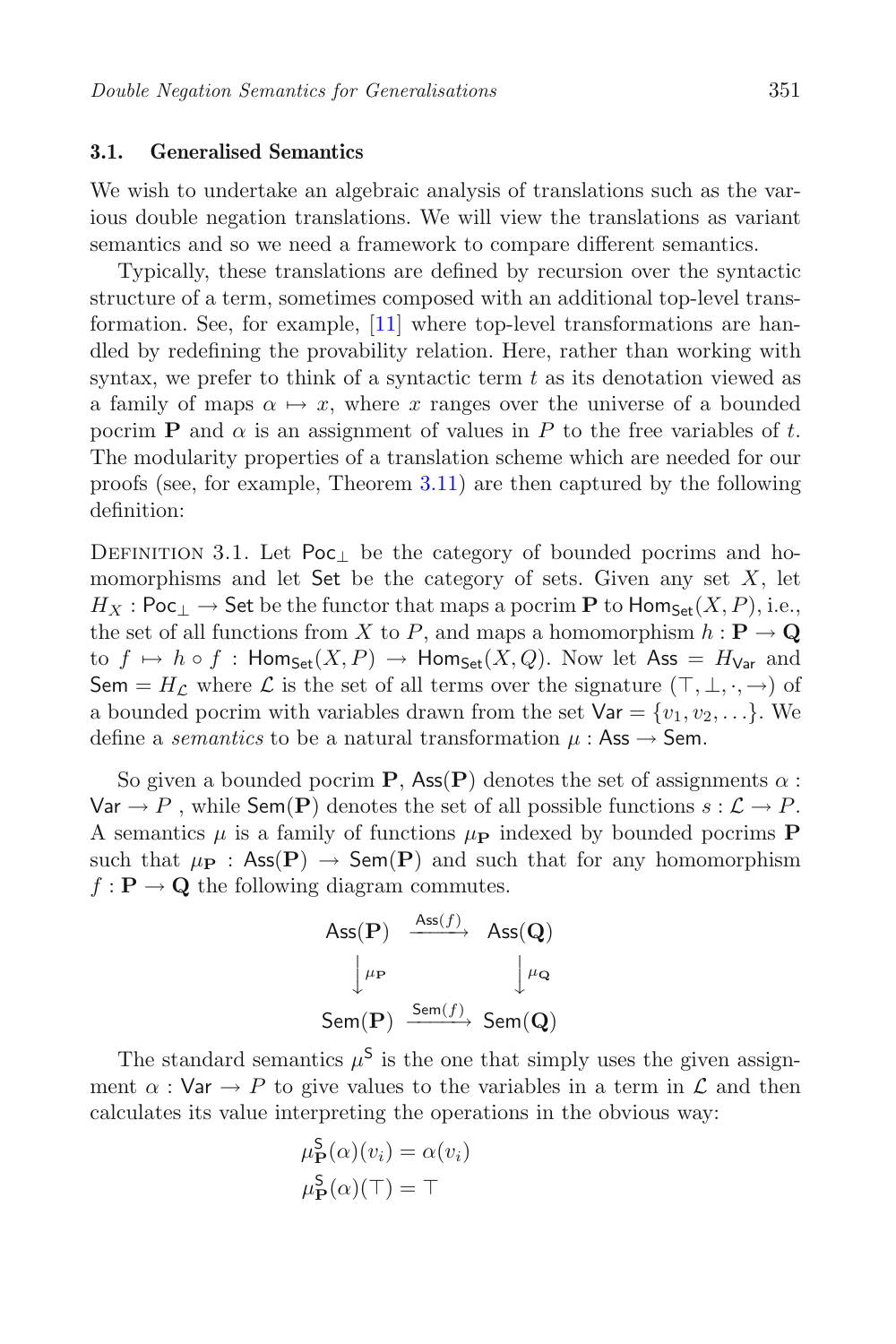### 3.1. Generalised Semantics

We wish to undertake an algebraic analysis of translations such as the various double negation translations. We will view the translations as variant semantics and so we need a framework to compare different semantics.

Typically, these translations are defined by recursion over the syntactic structure of a term, sometimes composed with an additional top-level transformation. See, for example, [11] where top-level transformations are handled by redefining the provability relation. Here, rather than working with syntax, we prefer to think of a syntactic term $t$ as its denotation viewed as a family of maps $\alpha \mapsto x$, where $x$ ranges over the universe of a bounded pocrim $\mathbf{P}$ and $\alpha$ is an assignment of values in $P$ to the free variables of $t$. The modularity properties of a translation scheme which are needed for our proofs (see, for example, Theorem 3.11) are then captured by the following definition:

Definition 3.1. Let $\mathsf{Poc}_\bot$ be the category of bounded pocrims and homomorphisms and let $\mathsf{Set}$ be the category of sets. Given any set $X$, let $H_X : \mathsf{Poc}_\bot \to \mathsf{Set}$ be the functor that maps a pocrim $\mathbf{P}$ to $\mathsf{Hom}_{\mathsf{Set}}(X, P)$, i.e., the set of all functions from $X$ to $P$, and maps a homomorphism $h : \mathbf{P} \to \mathbf{Q}$ to $f \mapsto h \circ f : \mathsf{Hom}_{\mathsf{Set}}(X, P) \to \mathsf{Hom}_{\mathsf{Set}}(X, Q)$. Now let $\mathsf{Ass} = H_{\mathsf{Var}}$ and $\mathsf{Sem} = H_{\mathcal{L}}$ where $\mathcal{L}$ is the set of all terms over the signature $(\top, \bot, \cdot, \to)$ of a bounded pocrim with variables drawn from the set $\mathsf{Var} = \{v_1, v_2, \ldots\}$. We define a *semantics* to be a natural transformation $\mu : \mathsf{Ass} \to \mathsf{Sem}$.

So given a bounded pocrim $\mathbf{P}$, $\mathsf{Ass}(\mathbf{P})$ denotes the set of assignments $\alpha : \mathsf{Var} \to P$ , while $\mathsf{Sem}(\mathbf{P})$ denotes the set of all possible functions $s : \mathcal{L} \to P$. A semantics $\mu$ is a family of functions $\mu_{\mathbf{P}}$ indexed by bounded pocrims $\mathbf{P}$ such that $\mu_{\mathbf{P}} : \mathsf{Ass}(\mathbf{P}) \to \mathsf{Sem}(\mathbf{P})$ and such that for any homomorphism $f : \mathbf{P} \to \mathbf{Q}$ the following diagram commutes.

$$
\begin{array}{ccc}
\mathsf{Ass}(\mathbf{P}) & \xrightarrow{\mathsf{Ass}(f)} & \mathsf{Ass}(\mathbf{Q}) \\
\big\downarrow{\scriptstyle \mu_{\mathbf{P}}} & & \big\downarrow{\scriptstyle \mu_{\mathbf{Q}}} \\
\mathsf{Sem}(\mathbf{P}) & \xrightarrow{\mathsf{Sem}(f)} & \mathsf{Sem}(\mathbf{Q})
\end{array}
$$

The standard semantics $\mu^{\mathsf{S}}$ is the one that simply uses the given assignment $\alpha : \mathsf{Var} \to P$ to give values to the variables in a term in $\mathcal{L}$ and then calculates its value interpreting the operations in the obvious way:

$$
\mu^{\mathsf{S}}_{\mathbf{P}}(\alpha)(v_i) = \alpha(v_i)
$$

$$
\mu^{\mathsf{S}}_{\mathbf{P}}(\alpha)(\top) = \top
$$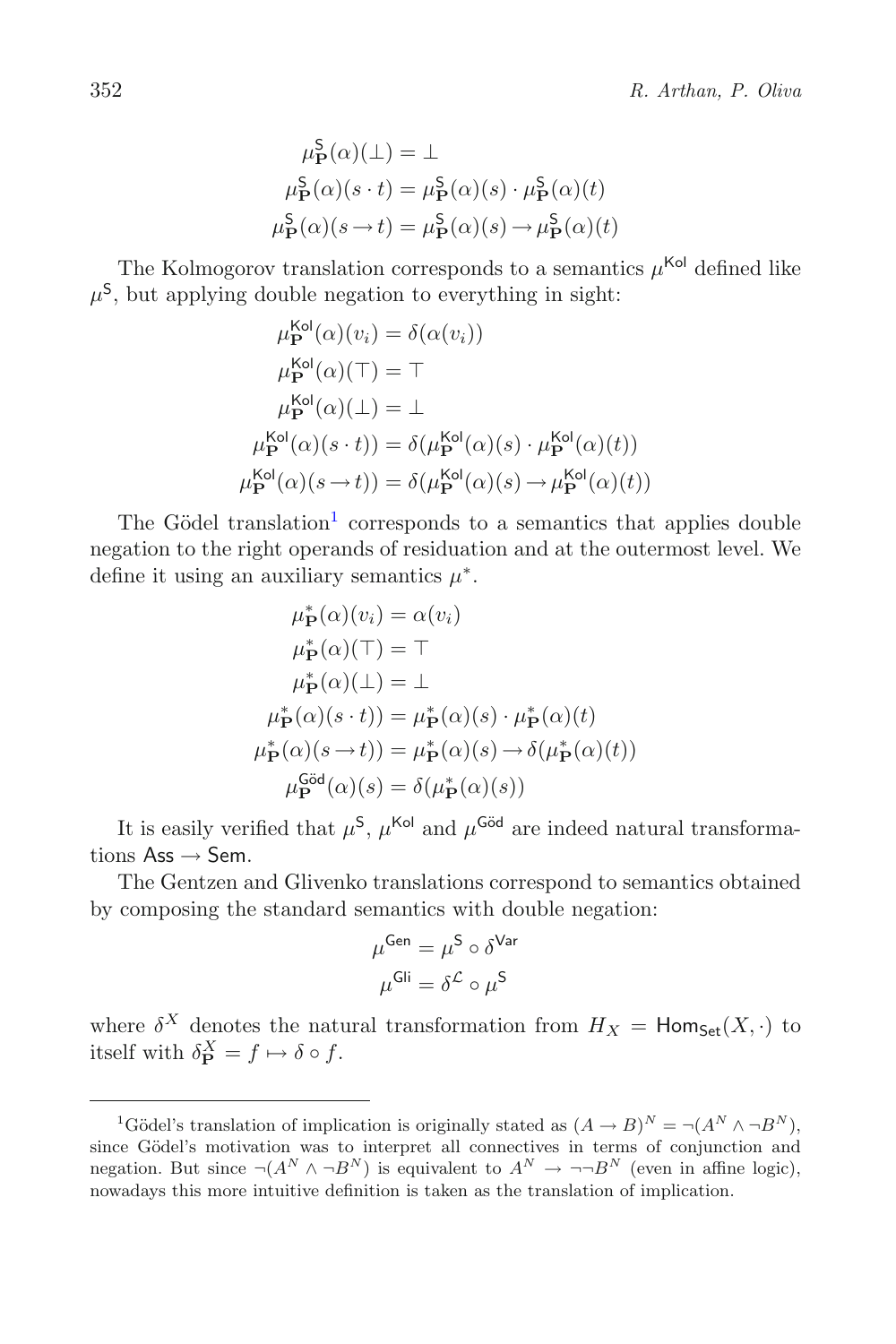$$\mu^{\mathsf{S}}_{\mathbf{P}}(\alpha)(\bot) = \bot$$
$$\mu^{\mathsf{S}}_{\mathbf{P}}(\alpha)(s \cdot t) = \mu^{\mathsf{S}}_{\mathbf{P}}(\alpha)(s) \cdot \mu^{\mathsf{S}}_{\mathbf{P}}(\alpha)(t)$$
$$\mu^{\mathsf{S}}_{\mathbf{P}}(\alpha)(s \to t) = \mu^{\mathsf{S}}_{\mathbf{P}}(\alpha)(s) \to \mu^{\mathsf{S}}_{\mathbf{P}}(\alpha)(t)$$

The Kolmogorov translation corresponds to a semantics $\mu^{\mathsf{Kol}}$ defined like $\mu^{\mathsf{S}}$, but applying double negation to everything in sight:

$$\mu^{\mathsf{Kol}}_{\mathbf{P}}(\alpha)(v_i) = \delta(\alpha(v_i))$$
$$\mu^{\mathsf{Kol}}_{\mathbf{P}}(\alpha)(\top) = \top$$
$$\mu^{\mathsf{Kol}}_{\mathbf{P}}(\alpha)(\bot) = \bot$$
$$\mu^{\mathsf{Kol}}_{\mathbf{P}}(\alpha)(s \cdot t)) = \delta(\mu^{\mathsf{Kol}}_{\mathbf{P}}(\alpha)(s) \cdot \mu^{\mathsf{Kol}}_{\mathbf{P}}(\alpha)(t))$$
$$\mu^{\mathsf{Kol}}_{\mathbf{P}}(\alpha)(s \to t)) = \delta(\mu^{\mathsf{Kol}}_{\mathbf{P}}(\alpha)(s) \to \mu^{\mathsf{Kol}}_{\mathbf{P}}(\alpha)(t))$$

The Gödel translation[1] corresponds to a semantics that applies double negation to the right operands of residuation and at the outermost level. We define it using an auxiliary semantics $\mu^*$.

$$\mu^{*}_{\mathbf{P}}(\alpha)(v_i) = \alpha(v_i)$$
$$\mu^{*}_{\mathbf{P}}(\alpha)(\top) = \top$$
$$\mu^{*}_{\mathbf{P}}(\alpha)(\bot) = \bot$$
$$\mu^{*}_{\mathbf{P}}(\alpha)(s \cdot t)) = \mu^{*}_{\mathbf{P}}(\alpha)(s) \cdot \mu^{*}_{\mathbf{P}}(\alpha)(t)$$
$$\mu^{*}_{\mathbf{P}}(\alpha)(s \to t)) = \mu^{*}_{\mathbf{P}}(\alpha)(s) \to \delta(\mu^{*}_{\mathbf{P}}(\alpha)(t))$$
$$\mu^{\mathsf{Göd}}_{\mathbf{P}}(\alpha)(s) = \delta(\mu^{*}_{\mathbf{P}}(\alpha)(s))$$

It is easily verified that $\mu^{\mathsf{S}}$, $\mu^{\mathsf{Kol}}$ and $\mu^{\mathsf{Göd}}$ are indeed natural transformations $\mathsf{Ass} \to \mathsf{Sem}$.

The Gentzen and Glivenko translations correspond to semantics obtained by composing the standard semantics with double negation:

$$\mu^{\mathsf{Gen}} = \mu^{\mathsf{S}} \circ \delta^{\mathsf{Var}}$$
$$\mu^{\mathsf{Gli}} = \delta^{\mathcal{L}} \circ \mu^{\mathsf{S}}$$

where $\delta^X$ denotes the natural transformation from $H_X = \mathsf{Hom}_{\mathsf{Set}}(X, \cdot)$ to itself with $\delta^X_{\mathbf{P}} = f \mapsto \delta \circ f$.

---

[1] Gödel's translation of implication is originally stated as $(A \to B)^N = \neg(A^N \wedge \neg B^N)$, since Gödel's motivation was to interpret all connectives in terms of conjunction and negation. But since $\neg(A^N \wedge \neg B^N)$ is equivalent to $A^N \to \neg\neg B^N$ (even in affine logic), nowadays this more intuitive definition is taken as the translation of implication.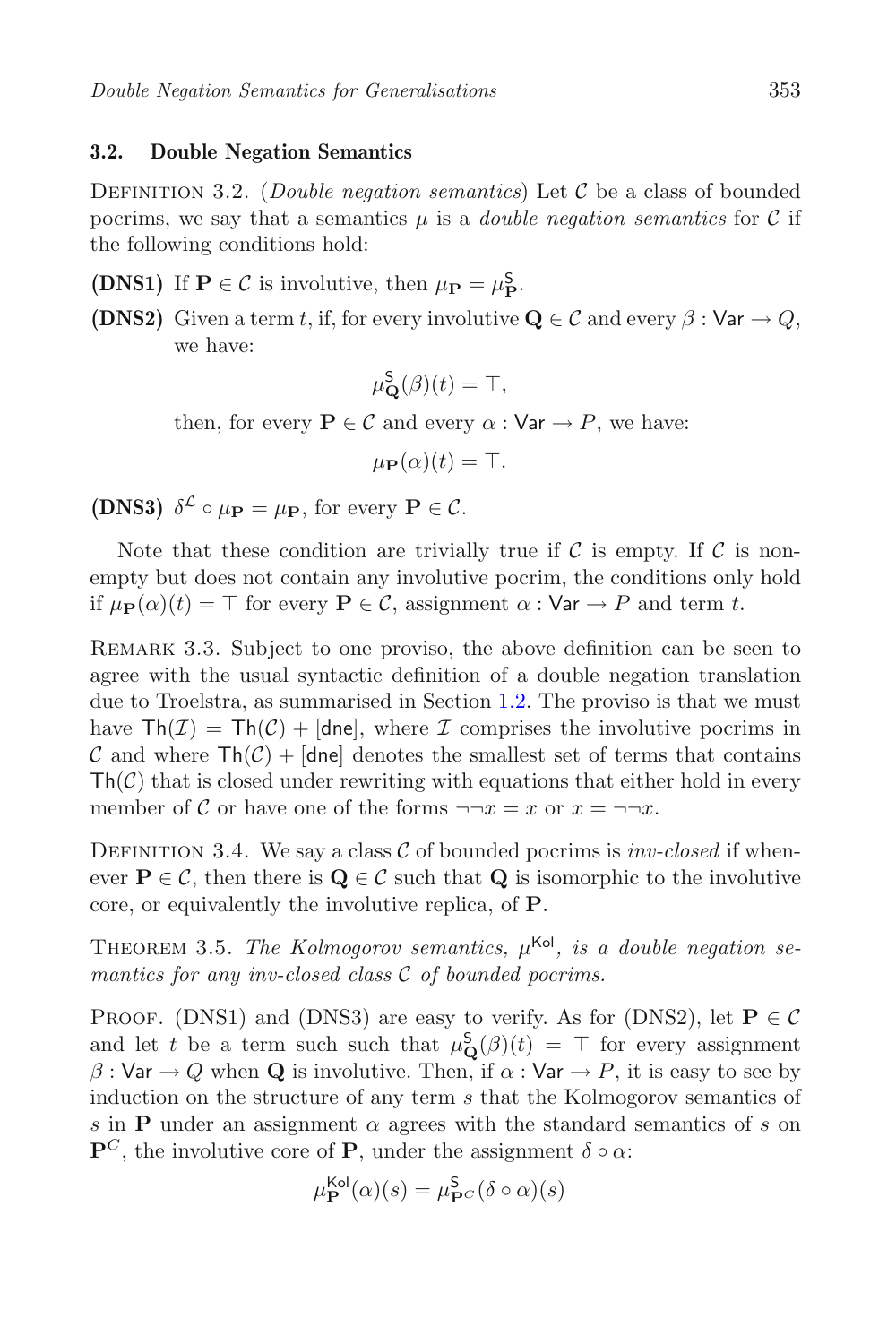### 3.2. Double Negation Semantics

Definition 3.2. (*Double negation semantics*) Let $\mathcal{C}$ be a class of bounded pocrims, we say that a semantics $\mu$ is a *double negation semantics* for $\mathcal{C}$ if the following conditions hold:

**(DNS1)** If $\mathbf{P} \in \mathcal{C}$ is involutive, then $\mu_{\mathbf{P}} = \mu^{\mathsf{S}}_{\mathbf{P}}$.

**(DNS2)** Given a term $t$, if, for every involutive $\mathbf{Q} \in \mathcal{C}$ and every $\beta : \mathsf{Var} \to Q$, we have:

$$\mu^{\mathsf{S}}_{\mathbf{Q}}(\beta)(t) = \top,$$

then, for every $\mathbf{P} \in \mathcal{C}$ and every $\alpha : \mathsf{Var} \to P$, we have:

$$\mu_{\mathbf{P}}(\alpha)(t) = \top.$$

**(DNS3)** $\delta^{\mathcal{L}} \circ \mu_{\mathbf{P}} = \mu_{\mathbf{P}}$, for every $\mathbf{P} \in \mathcal{C}$.

Note that these condition are trivially true if $\mathcal{C}$ is empty. If $\mathcal{C}$ is non-empty but does not contain any involutive pocrim, the conditions only hold if $\mu_{\mathbf{P}}(\alpha)(t) = \top$ for every $\mathbf{P} \in \mathcal{C}$, assignment $\alpha : \mathsf{Var} \to P$ and term $t$.

Remark 3.3. Subject to one proviso, the above definition can be seen to agree with the usual syntactic definition of a double negation translation due to Troelstra, as summarised in Section 1.2. The proviso is that we must have $\mathsf{Th}(\mathcal{I}) = \mathsf{Th}(\mathcal{C}) + [\mathsf{dne}]$, where $\mathcal{I}$ comprises the involutive pocrims in $\mathcal{C}$ and where $\mathsf{Th}(\mathcal{C}) + [\mathsf{dne}]$ denotes the smallest set of terms that contains $\mathsf{Th}(\mathcal{C})$ that is closed under rewriting with equations that either hold in every member of $\mathcal{C}$ or have one of the forms $\neg\neg x = x$ or $x = \neg\neg x$.

Definition 3.4. We say a class $\mathcal{C}$ of bounded pocrims is *inv-closed* if whenever $\mathbf{P} \in \mathcal{C}$, then there is $\mathbf{Q} \in \mathcal{C}$ such that $\mathbf{Q}$ is isomorphic to the involutive core, or equivalently the involutive replica, of $\mathbf{P}$.

Theorem 3.5. *The Kolmogorov semantics, $\mu^{\mathsf{Kol}}$, is a double negation semantics for any inv-closed class $\mathcal{C}$ of bounded pocrims.*

Proof. (DNS1) and (DNS3) are easy to verify. As for (DNS2), let $\mathbf{P} \in \mathcal{C}$ and let $t$ be a term such such that $\mu^{\mathsf{S}}_{\mathbf{Q}}(\beta)(t) = \top$ for every assignment $\beta : \mathsf{Var} \to Q$ when $\mathbf{Q}$ is involutive. Then, if $\alpha : \mathsf{Var} \to P$, it is easy to see by induction on the structure of any term $s$ that the Kolmogorov semantics of $s$ in $\mathbf{P}$ under an assignment $\alpha$ agrees with the standard semantics of $s$ on $\mathbf{P}^C$, the involutive core of $\mathbf{P}$, under the assignment $\delta \circ \alpha$:

$$\mu^{\mathsf{Kol}}_{\mathbf{P}}(\alpha)(s) = \mu^{\mathsf{S}}_{\mathbf{P}^C}(\delta \circ \alpha)(s)$$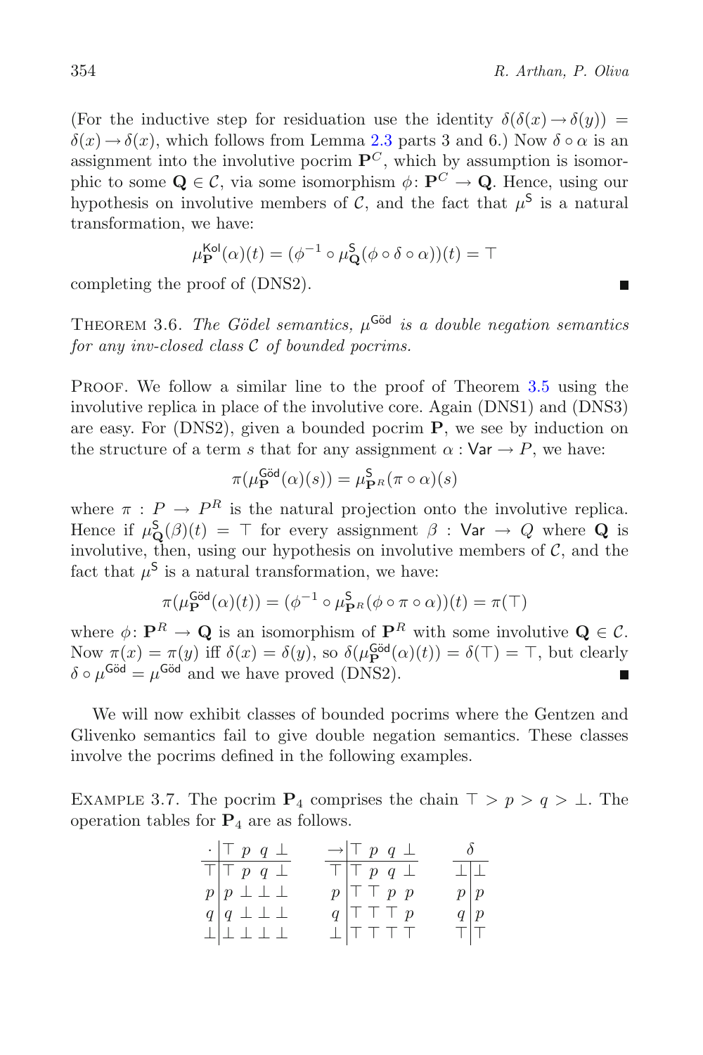(For the inductive step for residuation use the identity $\delta(\delta(x) \to \delta(y)) = \delta(x) \to \delta(x)$, which follows from Lemma 2.3 parts 3 and 6.) Now $\delta \circ \alpha$ is an assignment into the involutive pocrim $\mathbf{P}^C$, which by assumption is isomorphic to some $\mathbf{Q} \in \mathcal{C}$, via some isomorphism $\phi\colon \mathbf{P}^C \to \mathbf{Q}$. Hence, using our hypothesis on involutive members of $\mathcal{C}$, and the fact that $\mu^{\mathsf{S}}$ is a natural transformation, we have:

$$\mu^{\mathsf{Kol}}_{\mathbf{P}}(\alpha)(t) = (\phi^{-1} \circ \mu^{\mathsf{S}}_{\mathbf{Q}}(\phi \circ \delta \circ \alpha))(t) = \top$$

completing the proof of (DNS2). ∎

THEOREM 3.6. *The Gödel semantics, $\mu^{\mathsf{Göd}}$ is a double negation semantics for any inv-closed class $\mathcal{C}$ of bounded pocrims.*

PROOF. We follow a similar line to the proof of Theorem 3.5 using the involutive replica in place of the involutive core. Again (DNS1) and (DNS3) are easy. For (DNS2), given a bounded pocrim $\mathbf{P}$, we see by induction on the structure of a term $s$ that for any assignment $\alpha : \mathsf{Var} \to P$, we have:

$$\pi(\mu^{\mathsf{Göd}}_{\mathbf{P}}(\alpha)(s)) = \mu^{\mathsf{S}}_{\mathbf{P}^R}(\pi \circ \alpha)(s)$$

where $\pi : P \to P^R$ is the natural projection onto the involutive replica. Hence if $\mu^{\mathsf{S}}_{\mathbf{Q}}(\beta)(t) = \top$ for every assignment $\beta : \mathsf{Var} \to Q$ where $\mathbf{Q}$ is involutive, then, using our hypothesis on involutive members of $\mathcal{C}$, and the fact that $\mu^{\mathsf{S}}$ is a natural transformation, we have:

$$\pi(\mu^{\mathsf{Göd}}_{\mathbf{P}}(\alpha)(t)) = (\phi^{-1} \circ \mu^{\mathsf{S}}_{\mathbf{P}^R}(\phi \circ \pi \circ \alpha))(t) = \pi(\top)$$

where $\phi\colon \mathbf{P}^R \to \mathbf{Q}$ is an isomorphism of $\mathbf{P}^R$ with some involutive $\mathbf{Q} \in \mathcal{C}$. Now $\pi(x) = \pi(y)$ iff $\delta(x) = \delta(y)$, so $\delta(\mu^{\mathsf{Göd}}_{\mathbf{P}}(\alpha)(t)) = \delta(\top) = \top$, but clearly $\delta \circ \mu^{\mathsf{Göd}} = \mu^{\mathsf{Göd}}$ and we have proved (DNS2). ∎

We will now exhibit classes of bounded pocrims where the Gentzen and Glivenko semantics fail to give double negation semantics. These classes involve the pocrims defined in the following examples.

EXAMPLE 3.7. The pocrim $\mathbf{P}_4$ comprises the chain $\top > p > q > \bot$. The operation tables for $\mathbf{P}_4$ are as follows.

| $\cdot$ | $\top$ | $p$ | $q$ | $\bot$ |
|---|---|---|---|---|
| $\top$ | $\top$ | $p$ | $q$ | $\bot$ |
| $p$ | $p$ | $\bot$ | $\bot$ | $\bot$ |
| $q$ | $q$ | $\bot$ | $\bot$ | $\bot$ |
| $\bot$ | $\bot$ | $\bot$ | $\bot$ | $\bot$ |

| $\to$ | $\top$ | $p$ | $q$ | $\bot$ |
|---|---|---|---|---|
| $\top$ | $\top$ | $p$ | $q$ | $\bot$ |
| $p$ | $\top$ | $\top$ | $p$ | $p$ |
| $q$ | $\top$ | $\top$ | $\top$ | $p$ |
| $\bot$ | $\top$ | $\top$ | $\top$ | $\top$ |

| | $\delta$ |
|---|---|
| $\bot$ | $\bot$ |
| $p$ | $p$ |
| $q$ | $p$ |
| $\top$ | $\top$ |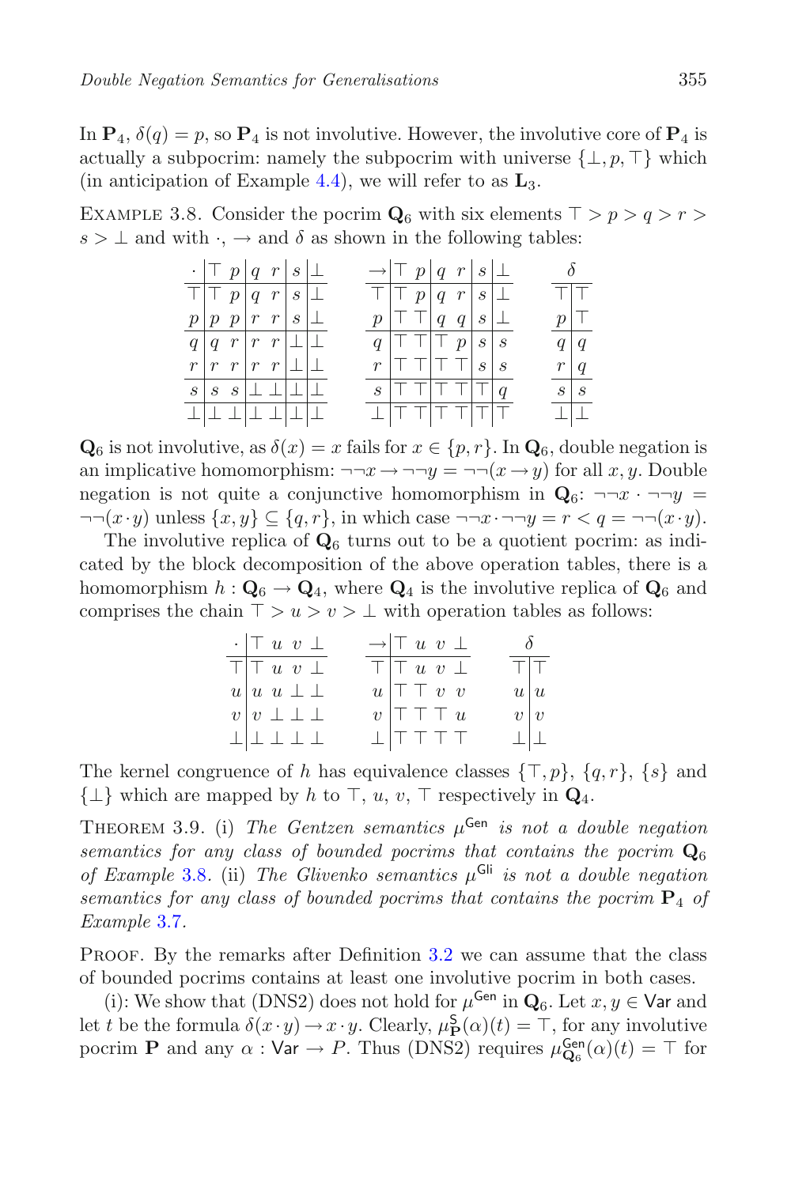In $\mathbf{P}_4$, $\delta(q) = p$, so $\mathbf{P}_4$ is not involutive. However, the involutive core of $\mathbf{P}_4$ is actually a subpocrim: namely the subpocrim with universe $\{\bot, p, \top\}$ which (in anticipation of Example 4.4), we will refer to as $\mathbf{L}_3$.

Example 3.8. Consider the pocrim $\mathbf{Q}_6$ with six elements $\top > p > q > r > s > \bot$ and with $\cdot$, $\rightarrow$ and $\delta$ as shown in the following tables:

| $\cdot$ | $\top$ | $p$ | $q$ | $r$ | $s$ | $\bot$ |
|---|---|---|---|---|---|---|
| $\top$ | $\top$ | $p$ | $q$ | $r$ | $s$ | $\bot$ |
| $p$ | $p$ | $p$ | $r$ | $r$ | $s$ | $\bot$ |
| $q$ | $q$ | $r$ | $r$ | $r$ | $\bot$ | $\bot$ |
| $r$ | $r$ | $r$ | $r$ | $r$ | $\bot$ | $\bot$ |
| $s$ | $s$ | $s$ | $\bot$ | $\bot$ | $\bot$ | $\bot$ |
| $\bot$ | $\bot$ | $\bot$ | $\bot$ | $\bot$ | $\bot$ | $\bot$ |

| $\rightarrow$ | $\top$ | $p$ | $q$ | $r$ | $s$ | $\bot$ |
|---|---|---|---|---|---|---|
| $\top$ | $\top$ | $p$ | $q$ | $r$ | $s$ | $\bot$ |
| $p$ | $\top$ | $\top$ | $q$ | $q$ | $s$ | $\bot$ |
| $q$ | $\top$ | $\top$ | $\top$ | $p$ | $s$ | $s$ |
| $r$ | $\top$ | $\top$ | $\top$ | $\top$ | $s$ | $s$ |
| $s$ | $\top$ | $\top$ | $\top$ | $\top$ | $\top$ | $q$ |
| $\bot$ | $\top$ | $\top$ | $\top$ | $\top$ | $\top$ | $\top$ |

| | $\delta$ |
|---|---|
| $\top$ | $\top$ |
| $p$ | $\top$ |
| $q$ | $q$ |
| $r$ | $q$ |
| $s$ | $s$ |
| $\bot$ | $\bot$ |

$\mathbf{Q}_6$ is not involutive, as $\delta(x) = x$ fails for $x \in \{p, r\}$. In $\mathbf{Q}_6$, double negation is an implicative homomorphism: $\neg\neg x \rightarrow \neg\neg y = \neg\neg(x \rightarrow y)$ for all $x, y$. Double negation is not quite a conjunctive homomorphism in $\mathbf{Q}_6$: $\neg\neg x \cdot \neg\neg y = \neg\neg(x \cdot y)$ unless $\{x, y\} \subseteq \{q, r\}$, in which case $\neg\neg x \cdot \neg\neg y = r < q = \neg\neg(x \cdot y)$.

The involutive replica of $\mathbf{Q}_6$ turns out to be a quotient pocrim: as indicated by the block decomposition of the above operation tables, there is a homomorphism $h : \mathbf{Q}_6 \rightarrow \mathbf{Q}_4$, where $\mathbf{Q}_4$ is the involutive replica of $\mathbf{Q}_6$ and comprises the chain $\top > u > v > \bot$ with operation tables as follows:

| $\cdot$ | $\top$ | $u$ | $v$ | $\bot$ |
|---|---|---|---|---|
| $\top$ | $\top$ | $u$ | $v$ | $\bot$ |
| $u$ | $u$ | $u$ | $\bot$ | $\bot$ |
| $v$ | $v$ | $\bot$ | $\bot$ | $\bot$ |
| $\bot$ | $\bot$ | $\bot$ | $\bot$ | $\bot$ |

| $\rightarrow$ | $\top$ | $u$ | $v$ | $\bot$ |
|---|---|---|---|---|
| $\top$ | $\top$ | $u$ | $v$ | $\bot$ |
| $u$ | $\top$ | $\top$ | $v$ | $v$ |
| $v$ | $\top$ | $\top$ | $\top$ | $u$ |
| $\bot$ | $\top$ | $\top$ | $\top$ | $\top$ |

| | $\delta$ |
|---|---|
| $\top$ | $\top$ |
| $u$ | $u$ |
| $v$ | $v$ |
| $\bot$ | $\bot$ |

The kernel congruence of $h$ has equivalence classes $\{\top, p\}$, $\{q, r\}$, $\{s\}$ and $\{\bot\}$ which are mapped by $h$ to $\top$, $u$, $v$, $\top$ respectively in $\mathbf{Q}_4$.

Theorem 3.9. (i) *The Gentzen semantics $\mu^{\mathsf{Gen}}$ is not a double negation semantics for any class of bounded pocrims that contains the pocrim $\mathbf{Q}_6$ of Example 3.8.* (ii) *The Glivenko semantics $\mu^{\mathsf{Gli}}$ is not a double negation semantics for any class of bounded pocrims that contains the pocrim $\mathbf{P}_4$ of Example 3.7.*

Proof. By the remarks after Definition 3.2 we can assume that the class of bounded pocrims contains at least one involutive pocrim in both cases.

(i): We show that (DNS2) does not hold for $\mu^{\mathsf{Gen}}$ in $\mathbf{Q}_6$. Let $x, y \in \mathsf{Var}$ and let $t$ be the formula $\delta(x \cdot y) \rightarrow x \cdot y$. Clearly, $\mu^{\mathsf{S}}_{\mathbf{P}}(\alpha)(t) = \top$, for any involutive pocrim $\mathbf{P}$ and any $\alpha : \mathsf{Var} \rightarrow P$. Thus (DNS2) requires $\mu^{\mathsf{Gen}}_{\mathbf{Q}_6}(\alpha)(t) = \top$ for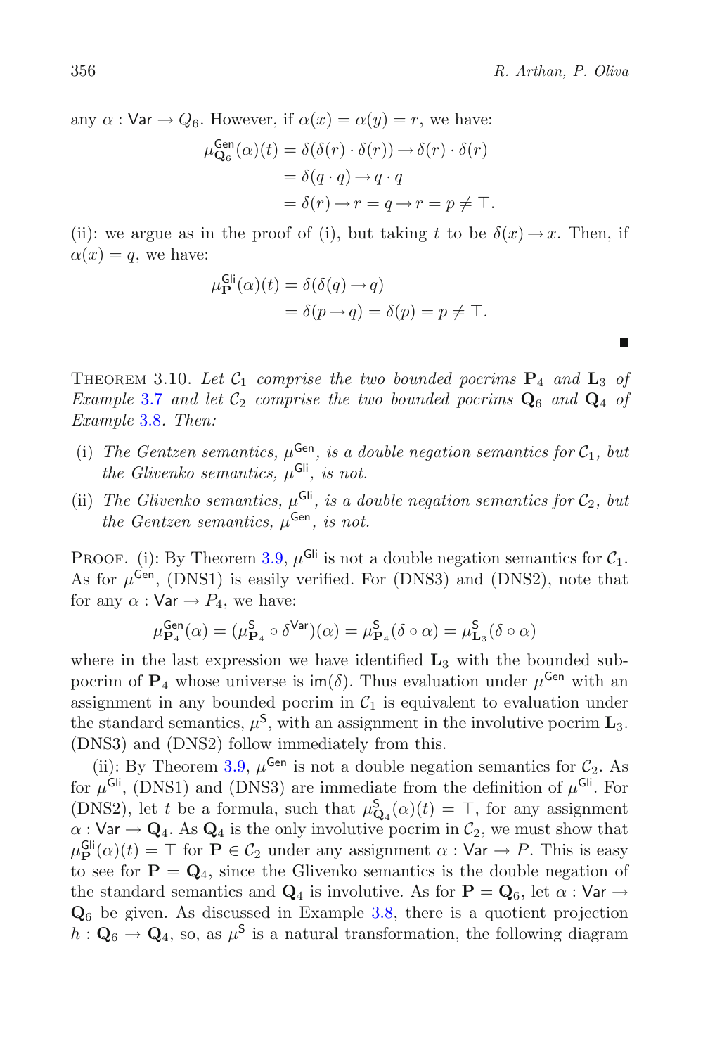any $\alpha : \mathsf{Var} \to Q_6$. However, if $\alpha(x) = \alpha(y) = r$, we have:

$$
\begin{aligned}
\mu^{\mathsf{Gen}}_{\mathbf{Q}_6}(\alpha)(t) &= \delta(\delta(r) \cdot \delta(r)) \to \delta(r) \cdot \delta(r) \\
&= \delta(q \cdot q) \to q \cdot q \\
&= \delta(r) \to r = q \to r = p \neq \top.
\end{aligned}
$$

(ii): we argue as in the proof of (i), but taking $t$ to be $\delta(x) \to x$. Then, if $\alpha(x) = q$, we have:

$$
\begin{aligned}
\mu^{\mathsf{Gli}}_{\mathbf{P}}(\alpha)(t) &= \delta(\delta(q) \to q) \\
&= \delta(p \to q) = \delta(p) = p \neq \top.
\end{aligned}
$$

∎

Theorem 3.10. *Let $\mathcal{C}_1$ comprise the two bounded pocrims $\mathbf{P}_4$ and $\mathbf{L}_3$ of Example 3.7 and let $\mathcal{C}_2$ comprise the two bounded pocrims $\mathbf{Q}_6$ and $\mathbf{Q}_4$ of Example 3.8. Then:*

(i) *The Gentzen semantics, $\mu^{\mathsf{Gen}}$, is a double negation semantics for $\mathcal{C}_1$, but the Glivenko semantics, $\mu^{\mathsf{Gli}}$, is not.*

(ii) *The Glivenko semantics, $\mu^{\mathsf{Gli}}$, is a double negation semantics for $\mathcal{C}_2$, but the Gentzen semantics, $\mu^{\mathsf{Gen}}$, is not.*

Proof. (i): By Theorem 3.9, $\mu^{\mathsf{Gli}}$ is not a double negation semantics for $\mathcal{C}_1$. As for $\mu^{\mathsf{Gen}}$, (DNS1) is easily verified. For (DNS3) and (DNS2), note that for any $\alpha : \mathsf{Var} \to P_4$, we have:

$$
\mu^{\mathsf{Gen}}_{\mathbf{P}_4}(\alpha) = (\mu^{\mathsf{S}}_{\mathbf{P}_4} \circ \delta^{\mathsf{Var}})(\alpha) = \mu^{\mathsf{S}}_{\mathbf{P}_4}(\delta \circ \alpha) = \mu^{\mathsf{S}}_{\mathbf{L}_3}(\delta \circ \alpha)
$$

where in the last expression we have identified $\mathbf{L}_3$ with the bounded subpocrim of $\mathbf{P}_4$ whose universe is $\mathsf{im}(\delta)$. Thus evaluation under $\mu^{\mathsf{Gen}}$ with an assignment in any bounded pocrim in $\mathcal{C}_1$ is equivalent to evaluation under the standard semantics, $\mu^{\mathsf{S}}$, with an assignment in the involutive pocrim $\mathbf{L}_3$. (DNS3) and (DNS2) follow immediately from this.

(ii): By Theorem 3.9, $\mu^{\mathsf{Gen}}$ is not a double negation semantics for $\mathcal{C}_2$. As for $\mu^{\mathsf{Gli}}$, (DNS1) and (DNS3) are immediate from the definition of $\mu^{\mathsf{Gli}}$. For (DNS2), let $t$ be a formula, such that $\mu^{\mathsf{S}}_{\mathbf{Q}_4}(\alpha)(t) = \top$, for any assignment $\alpha : \mathsf{Var} \to \mathbf{Q}_4$. As $\mathbf{Q}_4$ is the only involutive pocrim in $\mathcal{C}_2$, we must show that $\mu^{\mathsf{Gli}}_{\mathbf{P}}(\alpha)(t) = \top$ for $\mathbf{P} \in \mathcal{C}_2$ under any assignment $\alpha : \mathsf{Var} \to P$. This is easy to see for $\mathbf{P} = \mathbf{Q}_4$, since the Glivenko semantics is the double negation of the standard semantics and $\mathbf{Q}_4$ is involutive. As for $\mathbf{P} = \mathbf{Q}_6$, let $\alpha : \mathsf{Var} \to \mathbf{Q}_6$ be given. As discussed in Example 3.8, there is a quotient projection $h : \mathbf{Q}_6 \to \mathbf{Q}_4$, so, as $\mu^{\mathsf{S}}$ is a natural transformation, the following diagram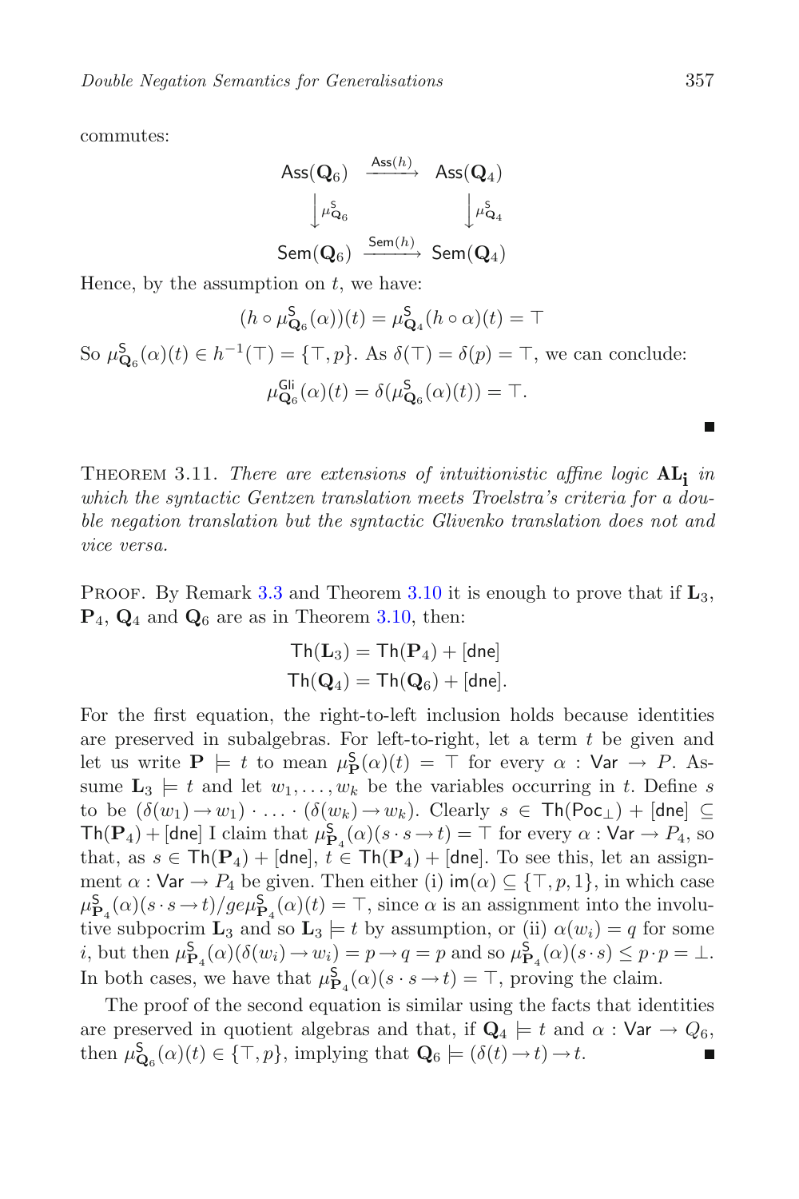commutes:

$$\begin{array}{ccc}
\mathsf{Ass}(\mathbf{Q}_6) & \xrightarrow{\mathsf{Ass}(h)} & \mathsf{Ass}(\mathbf{Q}_4) \\
\downarrow \mu^{\mathsf{S}}_{\mathbf{Q}_6} & & \downarrow \mu^{\mathsf{S}}_{\mathbf{Q}_4} \\
\mathsf{Sem}(\mathbf{Q}_6) & \xrightarrow{\mathsf{Sem}(h)} & \mathsf{Sem}(\mathbf{Q}_4)
\end{array}$$

Hence, by the assumption on $t$, we have:

$$(h \circ \mu^{\mathsf{S}}_{\mathbf{Q}_6}(\alpha))(t) = \mu^{\mathsf{S}}_{\mathbf{Q}_4}(h \circ \alpha)(t) = \top$$

So $\mu^{\mathsf{S}}_{\mathbf{Q}_6}(\alpha)(t) \in h^{-1}(\top) = \{\top, p\}$. As $\delta(\top) = \delta(p) = \top$, we can conclude:

$$\mu^{\mathsf{Gli}}_{\mathbf{Q}_6}(\alpha)(t) = \delta(\mu^{\mathsf{S}}_{\mathbf{Q}_6}(\alpha)(t)) = \top.$$

■

THEOREM 3.11. *There are extensions of intuitionistic affine logic* $\mathbf{AL_i}$ *in which the syntactic Gentzen translation meets Troelstra's criteria for a double negation translation but the syntactic Glivenko translation does not and vice versa.*

PROOF. By Remark 3.3 and Theorem 3.10 it is enough to prove that if $\mathbf{L}_3$, $\mathbf{P}_4$, $\mathbf{Q}_4$ and $\mathbf{Q}_6$ are as in Theorem 3.10, then:

$$\mathsf{Th}(\mathbf{L}_3) = \mathsf{Th}(\mathbf{P}_4) + [\mathsf{dne}]$$
$$\mathsf{Th}(\mathbf{Q}_4) = \mathsf{Th}(\mathbf{Q}_6) + [\mathsf{dne}].$$

For the first equation, the right-to-left inclusion holds because identities are preserved in subalgebras. For left-to-right, let a term $t$ be given and let us write $\mathbf{P} \models t$ to mean $\mu^{\mathsf{S}}_{\mathbf{P}}(\alpha)(t) = \top$ for every $\alpha : \mathsf{Var} \to P$. Assume $\mathbf{L}_3 \models t$ and let $w_1, \ldots, w_k$ be the variables occurring in $t$. Define $s$ to be $(\delta(w_1) \to w_1) \cdot \ldots \cdot (\delta(w_k) \to w_k)$. Clearly $s \in \mathsf{Th}(\mathsf{Poc}_\bot) + [\mathsf{dne}] \subseteq \mathsf{Th}(\mathbf{P}_4) + [\mathsf{dne}]$ I claim that $\mu^{\mathsf{S}}_{\mathbf{P}_4}(\alpha)(s \cdot s \to t) = \top$ for every $\alpha : \mathsf{Var} \to P_4$, so that, as $s \in \mathsf{Th}(\mathbf{P}_4) + [\mathsf{dne}]$, $t \in \mathsf{Th}(\mathbf{P}_4) + [\mathsf{dne}]$. To see this, let an assignment $\alpha : \mathsf{Var} \to P_4$ be given. Then either (i) $\mathsf{im}(\alpha) \subseteq \{\top, p, 1\}$, in which case $\mu^{\mathsf{S}}_{\mathbf{P}_4}(\alpha)(s \cdot s \to t)/ge\mu^{\mathsf{S}}_{\mathbf{P}_4}(\alpha)(t) = \top$, since $\alpha$ is an assignment into the involutive subpocrim $\mathbf{L}_3$ and so $\mathbf{L}_3 \models t$ by assumption, or (ii) $\alpha(w_i) = q$ for some $i$, but then $\mu^{\mathsf{S}}_{\mathbf{P}_4}(\alpha)(\delta(w_i) \to w_i) = p \to q = p$ and so $\mu^{\mathsf{S}}_{\mathbf{P}_4}(\alpha)(s \cdot s) \leq p \cdot p = \bot$. In both cases, we have that $\mu^{\mathsf{S}}_{\mathbf{P}_4}(\alpha)(s \cdot s \to t) = \top$, proving the claim.

The proof of the second equation is similar using the facts that identities are preserved in quotient algebras and that, if $\mathbf{Q}_4 \models t$ and $\alpha : \mathsf{Var} \to Q_6$, then $\mu^{\mathsf{S}}_{\mathbf{Q}_6}(\alpha)(t) \in \{\top, p\}$, implying that $\mathbf{Q}_6 \models (\delta(t) \to t) \to t$. ■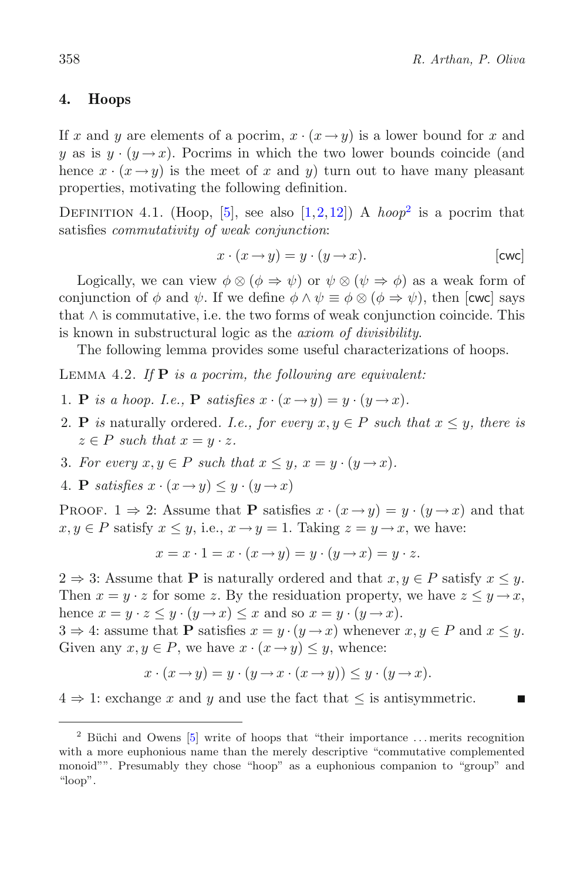## 4. Hoops

If $x$ and $y$ are elements of a pocrim, $x \cdot (x \to y)$ is a lower bound for $x$ and $y$ as is $y \cdot (y \to x)$. Pocrims in which the two lower bounds coincide (and hence $x \cdot (x \to y)$ is the meet of $x$ and $y$) turn out to have many pleasant properties, motivating the following definition.

DEFINITION 4.1. (Hoop, [5], see also [1,2,12]) A *hoop*[2] is a pocrim that satisfies *commutativity of weak conjunction*:

$$x \cdot (x \to y) = y \cdot (y \to x). \tag{cwc}$$

Logically, we can view $\phi \otimes (\phi \Rightarrow \psi)$ or $\psi \otimes (\psi \Rightarrow \phi)$ as a weak form of conjunction of $\phi$ and $\psi$. If we define $\phi \wedge \psi \equiv \phi \otimes (\phi \Rightarrow \psi)$, then [cwc] says that $\wedge$ is commutative, i.e. the two forms of weak conjunction coincide. This is known in substructural logic as the *axiom of divisibility*.

The following lemma provides some useful characterizations of hoops.

LEMMA 4.2. *If* **P** *is a pocrim, the following are equivalent:*

1. **P** *is a hoop. I.e.,* **P** *satisfies* $x \cdot (x \to y) = y \cdot (y \to x)$*.*
2. **P** *is* naturally ordered*. I.e., for every* $x, y \in P$ *such that* $x \leq y$*, there is* $z \in P$ *such that* $x = y \cdot z$*.*
3. *For every* $x, y \in P$ *such that* $x \leq y$*,* $x = y \cdot (y \to x)$*.*
4. **P** *satisfies* $x \cdot (x \to y) \leq y \cdot (y \to x)$

PROOF. $1 \Rightarrow 2$: Assume that **P** satisfies $x \cdot (x \to y) = y \cdot (y \to x)$ and that $x, y \in P$ satisfy $x \leq y$, i.e., $x \to y = 1$. Taking $z = y \to x$, we have:

$$x = x \cdot 1 = x \cdot (x \to y) = y \cdot (y \to x) = y \cdot z.$$

$2 \Rightarrow 3$: Assume that **P** is naturally ordered and that $x, y \in P$ satisfy $x \leq y$. Then $x = y \cdot z$ for some $z$. By the residuation property, we have $z \leq y \to x$, hence $x = y \cdot z \leq y \cdot (y \to x) \leq x$ and so $x = y \cdot (y \to x)$.
$3 \Rightarrow 4$: assume that **P** satisfies $x = y \cdot (y \to x)$ whenever $x, y \in P$ and $x \leq y$. Given any $x, y \in P$, we have $x \cdot (x \to y) \leq y$, whence:

$$x \cdot (x \to y) = y \cdot (y \to x \cdot (x \to y)) \leq y \cdot (y \to x).$$

$4 \Rightarrow 1$: exchange $x$ and $y$ and use the fact that $\leq$ is antisymmetric. ∎

---

[2] Büchi and Owens [5] write of hoops that "their importance ... merits recognition with a more euphonious name than the merely descriptive "commutative complemented monoid"". Presumably they chose "hoop" as a euphonious companion to "group" and "loop".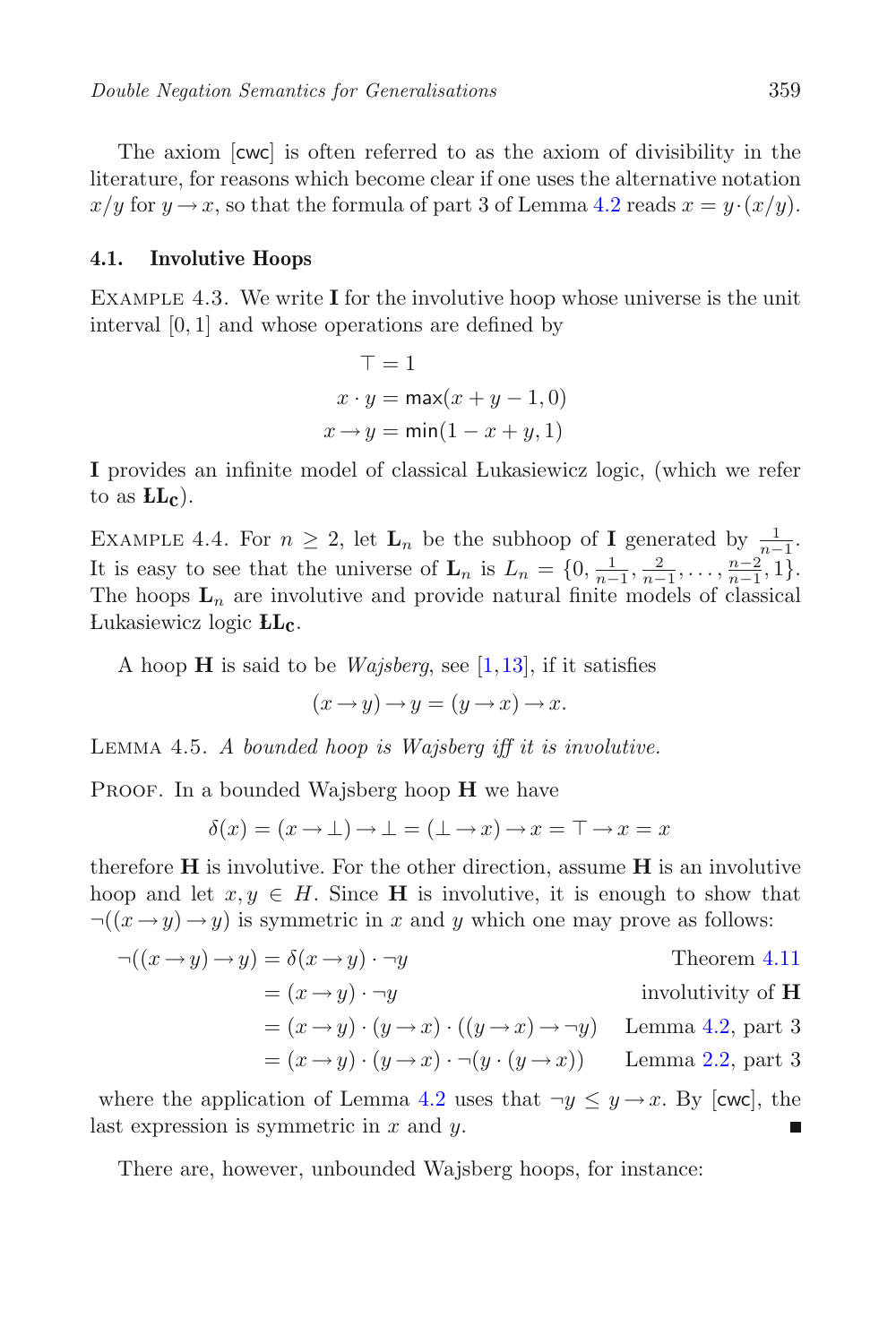The axiom [cwc] is often referred to as the axiom of divisibility in the literature, for reasons which become clear if one uses the alternative notation $x/y$ for $y \to x$, so that the formula of part 3 of Lemma 4.2 reads $x = y \cdot (x/y)$.

### 4.1. Involutive Hoops

Example 4.3. We write $\mathbf{I}$ for the involutive hoop whose universe is the unit interval $[0, 1]$ and whose operations are defined by

$$\top = 1$$
$$x \cdot y = \mathsf{max}(x + y - 1, 0)$$
$$x \to y = \mathsf{min}(1 - x + y, 1)$$

$\mathbf{I}$ provides an infinite model of classical Łukasiewicz logic, (which we refer to as $\mathbf{ŁL_C}$).

Example 4.4. For $n \geq 2$, let $\mathbf{L}_n$ be the subhoop of $\mathbf{I}$ generated by $\frac{1}{n-1}$. It is easy to see that the universe of $\mathbf{L}_n$ is $L_n = \{0, \frac{1}{n-1}, \frac{2}{n-1}, \ldots, \frac{n-2}{n-1}, 1\}$. The hoops $\mathbf{L}_n$ are involutive and provide natural finite models of classical Łukasiewicz logic $\mathbf{ŁL_C}$.

A hoop $\mathbf{H}$ is said to be *Wajsberg*, see [1,13], if it satisfies

$$(x \to y) \to y = (y \to x) \to x.$$

Lemma 4.5. *A bounded hoop is Wajsberg iff it is involutive.*

Proof. In a bounded Wajsberg hoop $\mathbf{H}$ we have

$$\delta(x) = (x \to \bot) \to \bot = (\bot \to x) \to x = \top \to x = x$$

therefore $\mathbf{H}$ is involutive. For the other direction, assume $\mathbf{H}$ is an involutive hoop and let $x, y \in H$. Since $\mathbf{H}$ is involutive, it is enough to show that $\neg((x \to y) \to y)$ is symmetric in $x$ and $y$ which one may prove as follows:

$$\begin{aligned}
\neg((x \to y) \to y) &= \delta(x \to y) \cdot \neg y && \text{Theorem 4.11} \\
&= (x \to y) \cdot \neg y && \text{involutivity of } \mathbf{H} \\
&= (x \to y) \cdot (y \to x) \cdot ((y \to x) \to \neg y) && \text{Lemma 4.2, part 3} \\
&= (x \to y) \cdot (y \to x) \cdot \neg(y \cdot (y \to x)) && \text{Lemma 2.2, part 3}
\end{aligned}$$

where the application of Lemma 4.2 uses that $\neg y \leq y \to x$. By [cwc], the last expression is symmetric in $x$ and $y$. ∎

There are, however, unbounded Wajsberg hoops, for instance: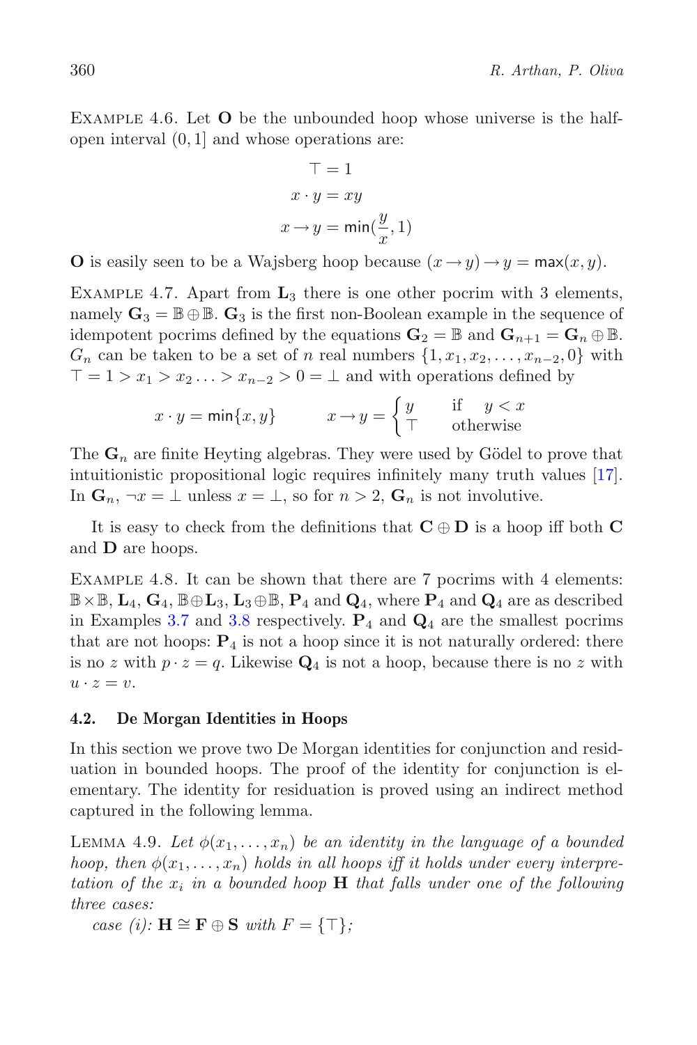Example 4.6. Let $\mathbf{O}$ be the unbounded hoop whose universe is the half-open interval $(0, 1]$ and whose operations are:

$$\top = 1$$
$$x \cdot y = xy$$
$$x \rightarrow y = \mathsf{min}(\frac{y}{x}, 1)$$

$\mathbf{O}$ is easily seen to be a Wajsberg hoop because $(x \rightarrow y) \rightarrow y = \mathsf{max}(x, y)$.

Example 4.7. Apart from $\mathbf{L}_3$ there is one other pocrim with 3 elements, namely $\mathbf{G}_3 = \mathbb{B} \oplus \mathbb{B}$. $\mathbf{G}_3$ is the first non-Boolean example in the sequence of idempotent pocrims defined by the equations $\mathbf{G}_2 = \mathbb{B}$ and $\mathbf{G}_{n+1} = \mathbf{G}_n \oplus \mathbb{B}$. $G_n$ can be taken to be a set of $n$ real numbers $\{1, x_1, x_2, \ldots, x_{n-2}, 0\}$ with $\top = 1 > x_1 > x_2 \ldots > x_{n-2} > 0 = \bot$ and with operations defined by

$$x \cdot y = \mathsf{min}\{x, y\} \qquad x \rightarrow y = \begin{cases} y & \text{if} \quad y < x \\ \top & \text{otherwise} \end{cases}$$

The $\mathbf{G}_n$ are finite Heyting algebras. They were used by Gödel to prove that intuitionistic propositional logic requires infinitely many truth values [17]. In $\mathbf{G}_n$, $\neg x = \bot$ unless $x = \bot$, so for $n > 2$, $\mathbf{G}_n$ is not involutive.

It is easy to check from the definitions that $\mathbf{C} \oplus \mathbf{D}$ is a hoop iff both $\mathbf{C}$ and $\mathbf{D}$ are hoops.

Example 4.8. It can be shown that there are 7 pocrims with 4 elements: $\mathbb{B} \times \mathbb{B}$, $\mathbf{L}_4$, $\mathbf{G}_4$, $\mathbb{B} \oplus \mathbf{L}_3$, $\mathbf{L}_3 \oplus \mathbb{B}$, $\mathbf{P}_4$ and $\mathbf{Q}_4$, where $\mathbf{P}_4$ and $\mathbf{Q}_4$ are as described in Examples 3.7 and 3.8 respectively. $\mathbf{P}_4$ and $\mathbf{Q}_4$ are the smallest pocrims that are not hoops: $\mathbf{P}_4$ is not a hoop since it is not naturally ordered: there is no $z$ with $p \cdot z = q$. Likewise $\mathbf{Q}_4$ is not a hoop, because there is no $z$ with $u \cdot z = v$.

### 4.2. De Morgan Identities in Hoops

In this section we prove two De Morgan identities for conjunction and residuation in bounded hoops. The proof of the identity for conjunction is elementary. The identity for residuation is proved using an indirect method captured in the following lemma.

Lemma 4.9. *Let $\phi(x_1, \ldots, x_n)$ be an identity in the language of a bounded hoop, then $\phi(x_1, \ldots, x_n)$ holds in all hoops iff it holds under every interpretation of the $x_i$ in a bounded hoop $\mathbf{H}$ that falls under one of the following three cases:*

*case (i): $\mathbf{H} \cong \mathbf{F} \oplus \mathbf{S}$ with $F = \{\top\}$;*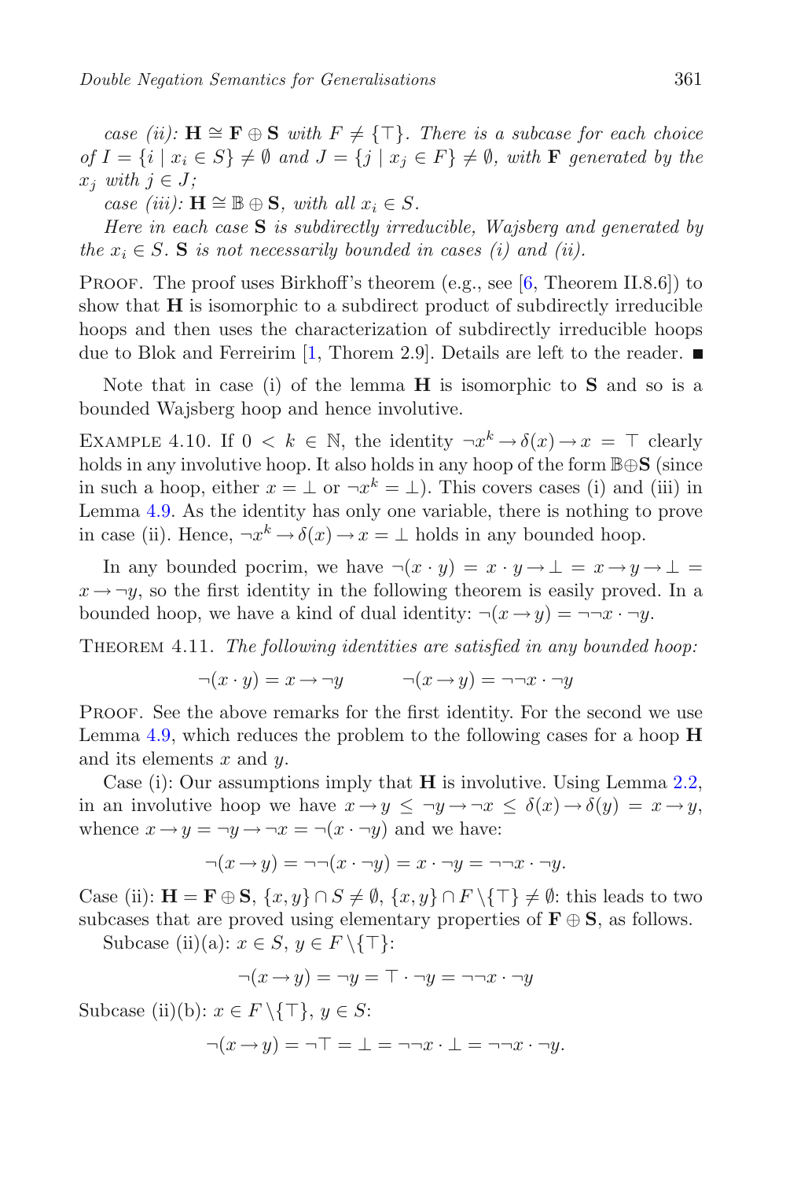*case (ii):* $\mathbf{H} \cong \mathbf{F} \oplus \mathbf{S}$ *with* $F \neq \{\top\}$*. There is a subcase for each choice of* $I = \{i \mid x_i \in S\} \neq \emptyset$ *and* $J = \{j \mid x_j \in F\} \neq \emptyset$*, with* $\mathbf{F}$ *generated by the* $x_j$ *with* $j \in J$*;*

*case (iii):* $\mathbf{H} \cong \mathbb{B} \oplus \mathbf{S}$*, with all* $x_i \in S$*.*

*Here in each case* $\mathbf{S}$ *is subdirectly irreducible, Wajsberg and generated by the* $x_i \in S$*.* $\mathbf{S}$ *is not necessarily bounded in cases (i) and (ii).*

Proof. The proof uses Birkhoff's theorem (e.g., see [6, Theorem II.8.6]) to show that $\mathbf{H}$ is isomorphic to a subdirect product of subdirectly irreducible hoops and then uses the characterization of subdirectly irreducible hoops due to Blok and Ferreirim [1, Thorem 2.9]. Details are left to the reader. ∎

Note that in case (i) of the lemma $\mathbf{H}$ is isomorphic to $\mathbf{S}$ and so is a bounded Wajsberg hoop and hence involutive.

Example 4.10. If $0 < k \in \mathbb{N}$, the identity $\neg x^k \to \delta(x) \to x = \top$ clearly holds in any involutive hoop. It also holds in any hoop of the form $\mathbb{B} \oplus \mathbf{S}$ (since in such a hoop, either $x = \bot$ or $\neg x^k = \bot$). This covers cases (i) and (iii) in Lemma 4.9. As the identity has only one variable, there is nothing to prove in case (ii). Hence, $\neg x^k \to \delta(x) \to x = \bot$ holds in any bounded hoop.

In any bounded pocrim, we have $\neg(x \cdot y) = x \cdot y \to \bot = x \to y \to \bot = x \to \neg y$, so the first identity in the following theorem is easily proved. In a bounded hoop, we have a kind of dual identity: $\neg(x \to y) = \neg\neg x \cdot \neg y$.

Theorem 4.11. *The following identities are satisfied in any bounded hoop:*

$$\neg(x \cdot y) = x \to \neg y \qquad\qquad \neg(x \to y) = \neg\neg x \cdot \neg y$$

Proof. See the above remarks for the first identity. For the second we use Lemma 4.9, which reduces the problem to the following cases for a hoop $\mathbf{H}$ and its elements $x$ and $y$.

Case (i): Our assumptions imply that $\mathbf{H}$ is involutive. Using Lemma 2.2, in an involutive hoop we have $x \to y \leq \neg y \to \neg x \leq \delta(x) \to \delta(y) = x \to y$, whence $x \to y = \neg y \to \neg x = \neg(x \cdot \neg y)$ and we have:

$$\neg(x \to y) = \neg\neg(x \cdot \neg y) = x \cdot \neg y = \neg\neg x \cdot \neg y.$$

Case (ii): $\mathbf{H} = \mathbf{F} \oplus \mathbf{S}$, $\{x, y\} \cap S \neq \emptyset$, $\{x, y\} \cap F \setminus \{\top\} \neq \emptyset$: this leads to two subcases that are proved using elementary properties of $\mathbf{F} \oplus \mathbf{S}$, as follows.

Subcase (ii)(a): $x \in S$, $y \in F \setminus \{\top\}$:

$$\neg(x \to y) = \neg y = \top \cdot \neg y = \neg\neg x \cdot \neg y$$

Subcase (ii)(b): $x \in F \setminus \{\top\}$, $y \in S$:

$$\neg(x \to y) = \neg\top = \bot = \neg\neg x \cdot \bot = \neg\neg x \cdot \neg y.$$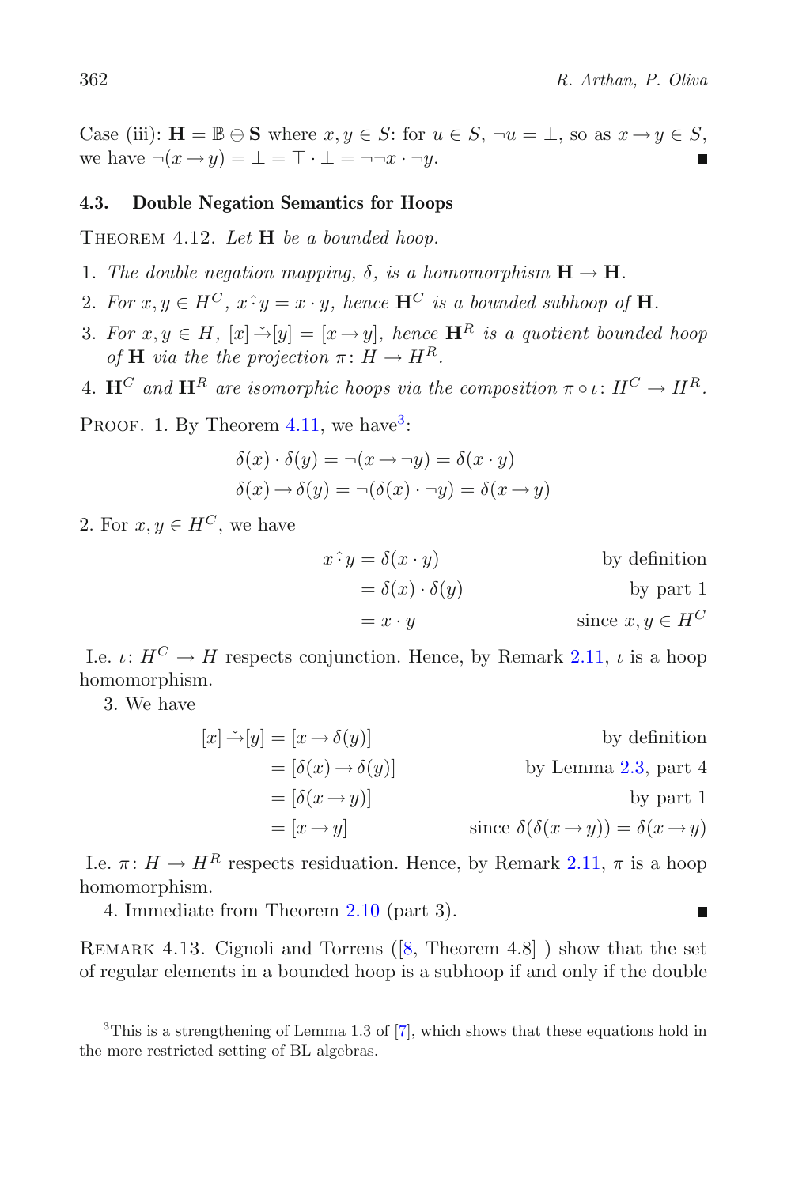Case (iii): $\mathbf{H} = \mathbb{B} \oplus \mathbf{S}$ where $x, y \in S$: for $u \in S$, $\neg u = \bot$, so as $x \to y \in S$, we have $\neg(x \to y) = \bot = \top \cdot \bot = \neg\neg x \cdot \neg y$. ∎

### 4.3. Double Negation Semantics for Hoops

THEOREM 4.12. *Let* $\mathbf{H}$ *be a bounded hoop.*

1. *The double negation mapping,* $\delta$, *is a homomorphism* $\mathbf{H} \to \mathbf{H}$.
2. *For* $x, y \in H^C$, $x \mathbin{\hat{\cdot}} y = x \cdot y$, *hence* $\mathbf{H}^C$ *is a bounded subhoop of* $\mathbf{H}$.
3. *For* $x, y \in H$, $[x] \mathbin{\check{\to}} [y] = [x \to y]$, *hence* $\mathbf{H}^R$ *is a quotient bounded hoop of* $\mathbf{H}$ *via the the projection* $\pi \colon H \to H^R$.
4. $\mathbf{H}^C$ *and* $\mathbf{H}^R$ *are isomorphic hoops via the composition* $\pi \circ \iota \colon H^C \to H^R$.

PROOF. 1. By Theorem 4.11, we have[3]:

$$\delta(x) \cdot \delta(y) = \neg(x \to \neg y) = \delta(x \cdot y)$$
$$\delta(x) \to \delta(y) = \neg(\delta(x) \cdot \neg y) = \delta(x \to y)$$

2. For $x, y \in H^C$, we have

$$\begin{aligned} x \mathbin{\hat{\cdot}} y &= \delta(x \cdot y) && \text{by definition} \\ &= \delta(x) \cdot \delta(y) && \text{by part 1} \\ &= x \cdot y && \text{since } x, y \in H^C \end{aligned}$$

I.e. $\iota \colon H^C \to H$ respects conjunction. Hence, by Remark 2.11, $\iota$ is a hoop homomorphism.

3. We have

$$\begin{aligned} [x] \mathbin{\check{\to}} [y] &= [x \to \delta(y)] && \text{by definition} \\ &= [\delta(x) \to \delta(y)] && \text{by Lemma 2.3, part 4} \\ &= [\delta(x \to y)] && \text{by part 1} \\ &= [x \to y] && \text{since } \delta(\delta(x \to y)) = \delta(x \to y) \end{aligned}$$

I.e. $\pi \colon H \to H^R$ respects residuation. Hence, by Remark 2.11, $\pi$ is a hoop homomorphism.

4. Immediate from Theorem 2.10 (part 3). ∎

REMARK 4.13. Cignoli and Torrens ([8, Theorem 4.8] ) show that the set of regular elements in a bounded hoop is a subhoop if and only if the double

[3] This is a strengthening of Lemma 1.3 of [7], which shows that these equations hold in the more restricted setting of BL algebras.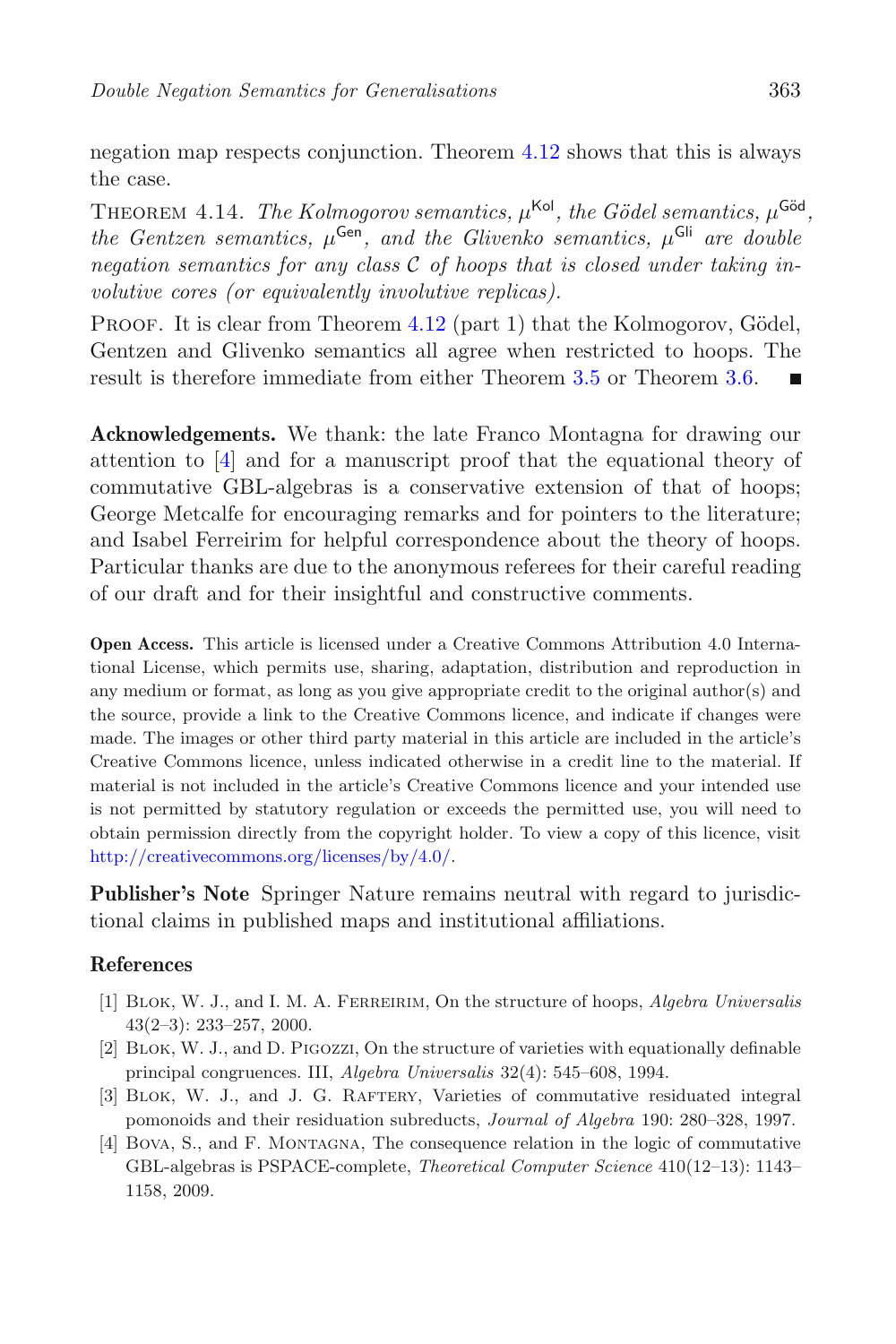negation map respects conjunction. Theorem 4.12 shows that this is always the case.

Theorem 4.14. *The Kolmogorov semantics, $\mu^{\mathsf{Kol}}$, the Gödel semantics, $\mu^{\mathsf{Göd}}$, the Gentzen semantics, $\mu^{\mathsf{Gen}}$, and the Glivenko semantics, $\mu^{\mathsf{Gli}}$ are double negation semantics for any class $\mathcal{C}$ of hoops that is closed under taking involutive cores (or equivalently involutive replicas).*

Proof. It is clear from Theorem 4.12 (part 1) that the Kolmogorov, Gödel, Gentzen and Glivenko semantics all agree when restricted to hoops. The result is therefore immediate from either Theorem 3.5 or Theorem 3.6. ■

**Acknowledgements.** We thank: the late Franco Montagna for drawing our attention to [4] and for a manuscript proof that the equational theory of commutative GBL-algebras is a conservative extension of that of hoops; George Metcalfe for encouraging remarks and for pointers to the literature; and Isabel Ferreirim for helpful correspondence about the theory of hoops. Particular thanks are due to the anonymous referees for their careful reading of our draft and for their insightful and constructive comments.

**Open Access.** This article is licensed under a Creative Commons Attribution 4.0 International License, which permits use, sharing, adaptation, distribution and reproduction in any medium or format, as long as you give appropriate credit to the original author(s) and the source, provide a link to the Creative Commons licence, and indicate if changes were made. The images or other third party material in this article are included in the article's Creative Commons licence, unless indicated otherwise in a credit line to the material. If material is not included in the article's Creative Commons licence and your intended use is not permitted by statutory regulation or exceeds the permitted use, you will need to obtain permission directly from the copyright holder. To view a copy of this licence, visit http://creativecommons.org/licenses/by/4.0/.

**Publisher's Note** Springer Nature remains neutral with regard to jurisdictional claims in published maps and institutional affiliations.

## References

[1] Blok, W. J., and I. M. A. Ferreirim, On the structure of hoops, *Algebra Universalis* 43(2–3): 233–257, 2000.

[2] Blok, W. J., and D. Pigozzi, On the structure of varieties with equationally definable principal congruences. III, *Algebra Universalis* 32(4): 545–608, 1994.

[3] Blok, W. J., and J. G. Raftery, Varieties of commutative residuated integral pomonoids and their residuation subreducts, *Journal of Algebra* 190: 280–328, 1997.

[4] Bova, S., and F. Montagna, The consequence relation in the logic of commutative GBL-algebras is PSPACE-complete, *Theoretical Computer Science* 410(12–13): 1143–1158, 2009.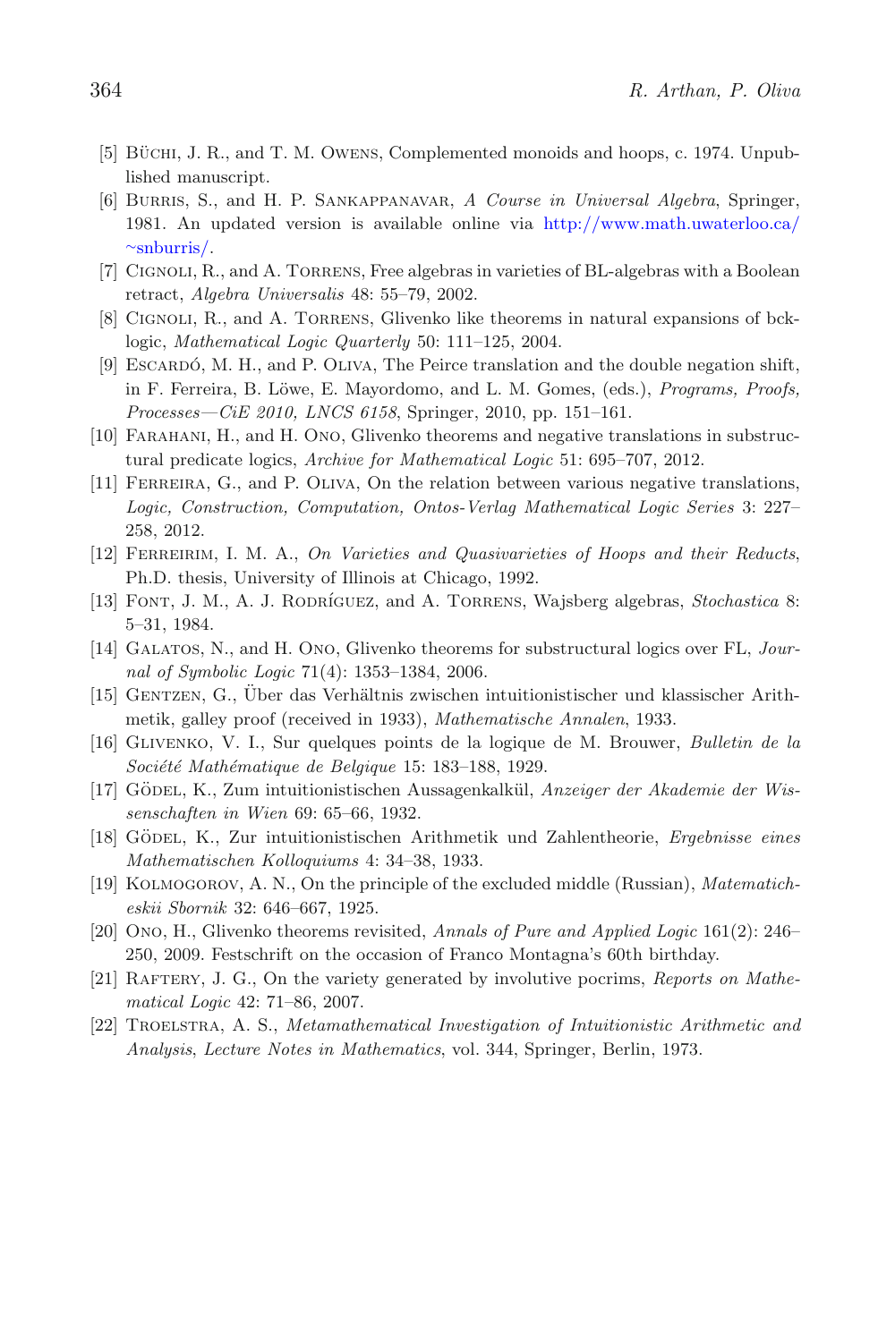[5] Büchi, J. R., and T. M. Owens, Complemented monoids and hoops, c. 1974. Unpublished manuscript.

[6] Burris, S., and H. P. Sankappanavar, *A Course in Universal Algebra*, Springer, 1981. An updated version is available online via http://www.math.uwaterloo.ca/~snburris/.

[7] Cignoli, R., and A. Torrens, Free algebras in varieties of BL-algebras with a Boolean retract, *Algebra Universalis* 48: 55–79, 2002.

[8] Cignoli, R., and A. Torrens, Glivenko like theorems in natural expansions of bck-logic, *Mathematical Logic Quarterly* 50: 111–125, 2004.

[9] Escardó, M. H., and P. Oliva, The Peirce translation and the double negation shift, in F. Ferreira, B. Löwe, E. Mayordomo, and L. M. Gomes, (eds.), *Programs, Proofs, Processes—CiE 2010, LNCS 6158*, Springer, 2010, pp. 151–161.

[10] Farahani, H., and H. Ono, Glivenko theorems and negative translations in substructural predicate logics, *Archive for Mathematical Logic* 51: 695–707, 2012.

[11] Ferreira, G., and P. Oliva, On the relation between various negative translations, *Logic, Construction, Computation, Ontos-Verlag Mathematical Logic Series* 3: 227–258, 2012.

[12] Ferreirim, I. M. A., *On Varieties and Quasivarieties of Hoops and their Reducts*, Ph.D. thesis, University of Illinois at Chicago, 1992.

[13] Font, J. M., A. J. Rodríguez, and A. Torrens, Wajsberg algebras, *Stochastica* 8: 5–31, 1984.

[14] Galatos, N., and H. Ono, Glivenko theorems for substructural logics over FL, *Journal of Symbolic Logic* 71(4): 1353–1384, 2006.

[15] Gentzen, G., Über das Verhältnis zwischen intuitionistischer und klassischer Arithmetik, galley proof (received in 1933), *Mathematische Annalen*, 1933.

[16] Glivenko, V. I., Sur quelques points de la logique de M. Brouwer, *Bulletin de la Société Mathématique de Belgique* 15: 183–188, 1929.

[17] Gödel, K., Zum intuitionistischen Aussagenkalkül, *Anzeiger der Akademie der Wissenschaften in Wien* 69: 65–66, 1932.

[18] Gödel, K., Zur intuitionistischen Arithmetik und Zahlentheorie, *Ergebnisse eines Mathematischen Kolloquiums* 4: 34–38, 1933.

[19] Kolmogorov, A. N., On the principle of the excluded middle (Russian), *Matematicheskii Sbornik* 32: 646–667, 1925.

[20] Ono, H., Glivenko theorems revisited, *Annals of Pure and Applied Logic* 161(2): 246–250, 2009. Festschrift on the occasion of Franco Montagna's 60th birthday.

[21] Raftery, J. G., On the variety generated by involutive pocrims, *Reports on Mathematical Logic* 42: 71–86, 2007.

[22] Troelstra, A. S., *Metamathematical Investigation of Intuitionistic Arithmetic and Analysis*, *Lecture Notes in Mathematics*, vol. 344, Springer, Berlin, 1973.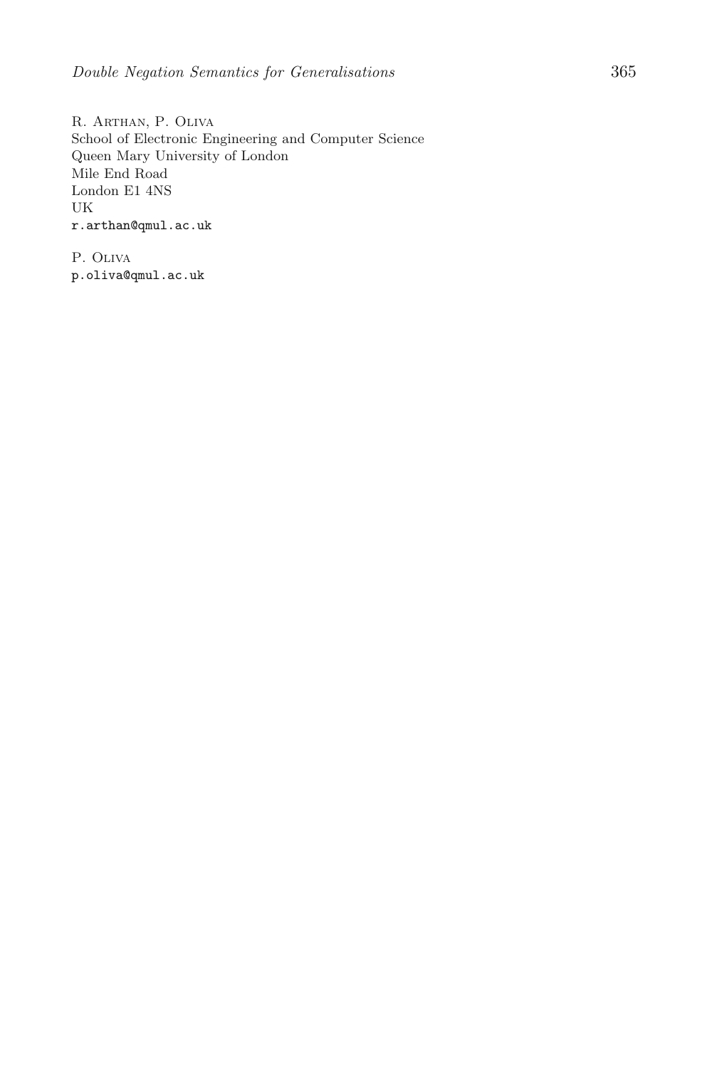R. Arthan, P. Oliva
School of Electronic Engineering and Computer Science
Queen Mary University of London
Mile End Road
London E1 4NS
UK
r.arthan@qmul.ac.uk

P. Oliva
p.oliva@qmul.ac.uk